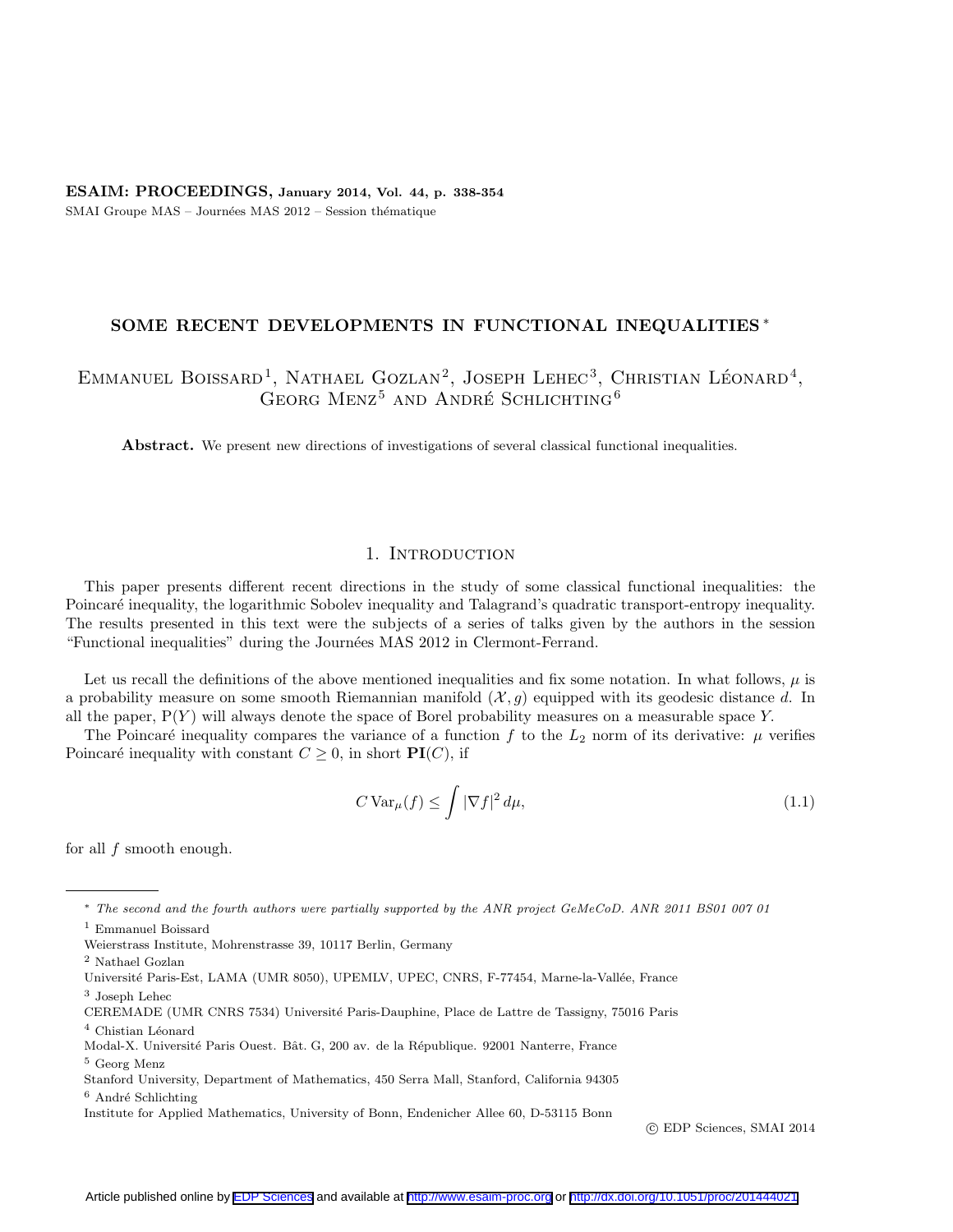# SOME RECENT DEVELOPMENTS IN FUNCTIONAL INEQUALITIES *

Emmanuel Boissard[1], Nathael Gozlan[2], Joseph Lehec[3], Christian Léonard[4], Georg Menz[5] and André Schlichting[6]

**Abstract.** We present new directions of investigations of several classical functional inequalities.

## 1. Introduction

This paper presents different recent directions in the study of some classical functional inequalities: the Poincaré inequality, the logarithmic Sobolev inequality and Talagrand's quadratic transport-entropy inequality. The results presented in this text were the subjects of a series of talks given by the authors in the session "Functional inequalities" during the Journées MAS 2012 in Clermont-Ferrand.

Let us recall the definitions of the above mentioned inequalities and fix some notation. In what follows, $\mu$ is a probability measure on some smooth Riemannian manifold $(\mathcal{X}, g)$ equipped with its geodesic distance $d$. In all the paper, $\mathrm{P}(Y)$ will always denote the space of Borel probability measures on a measurable space $Y$.

The Poincaré inequality compares the variance of a function $f$ to the $L_2$ norm of its derivative: $\mu$ verifies Poincaré inequality with constant $C \geq 0$, in short $\mathbf{PI}(C)$, if

$$C \operatorname{Var}_\mu(f) \leq \int |\nabla f|^2 \, d\mu, \tag{1.1}$$

for all $f$ smooth enough.

---

* *The second and the fourth authors were partially supported by the ANR project GeMeCoD. ANR 2011 BS01 007 01*

[1] Emmanuel Boissard
Weierstrass Institute, Mohrenstrasse 39, 10117 Berlin, Germany

[2] Nathael Gozlan
Université Paris-Est, LAMA (UMR 8050), UPEMLV, UPEC, CNRS, F-77454, Marne-la-Vallée, France

[3] Joseph Lehec
CEREMADE (UMR CNRS 7534) Université Paris-Dauphine, Place de Lattre de Tassigny, 75016 Paris

[4] Chistian Léonard
Modal-X. Université Paris Ouest. Bât. G, 200 av. de la République. 92001 Nanterre, France

[5] Georg Menz
Stanford University, Department of Mathematics, 450 Serra Mall, Stanford, California 94305

[6] André Schlichting
Institute for Applied Mathematics, University of Bonn, Endenicher Allee 60, D-53115 Bonn

© EDP Sciences, SMAI 2014

Article published online by EDP Sciences and available at http://www.esaim-proc.org or http://dx.doi.org/10.1051/proc/201444021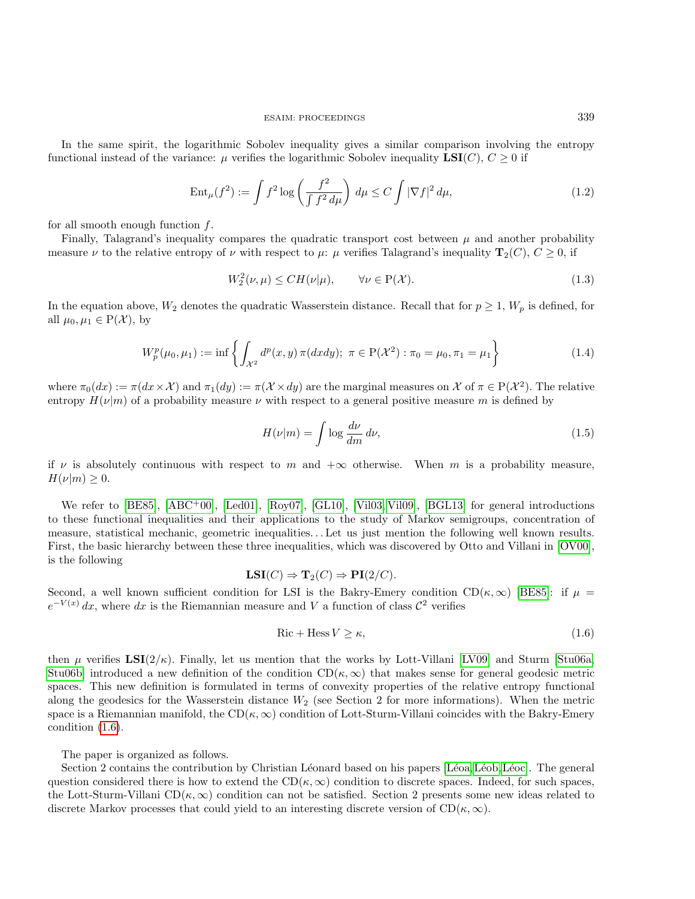In the same spirit, the logarithmic Sobolev inequality gives a similar comparison involving the entropy functional instead of the variance: $\mu$ verifies the logarithmic Sobolev inequality $\mathbf{LSI}(C)$, $C \geq 0$ if

$$\mathrm{Ent}_\mu(f^2) := \int f^2 \log\left(\frac{f^2}{\int f^2\, d\mu}\right) d\mu \leq C \int |\nabla f|^2\, d\mu, \tag{1.2}$$

for all smooth enough function $f$.

Finally, Talagrand's inequality compares the quadratic transport cost between $\mu$ and another probability measure $\nu$ to the relative entropy of $\nu$ with respect to $\mu$: $\mu$ verifies Talagrand's inequality $\mathbf{T}_2(C)$, $C \geq 0$, if

$$W_2^2(\nu, \mu) \leq C H(\nu|\mu), \qquad \forall \nu \in \mathrm{P}(\mathcal{X}). \tag{1.3}$$

In the equation above, $W_2$ denotes the quadratic Wasserstein distance. Recall that for $p \geq 1$, $W_p$ is defined, for all $\mu_0, \mu_1 \in \mathrm{P}(\mathcal{X})$, by

$$W_p^p(\mu_0, \mu_1) := \inf\left\{\int_{\mathcal{X}^2} d^p(x,y)\, \pi(dxdy);\ \pi \in \mathrm{P}(\mathcal{X}^2) : \pi_0 = \mu_0, \pi_1 = \mu_1\right\} \tag{1.4}$$

where $\pi_0(dx) := \pi(dx \times \mathcal{X})$ and $\pi_1(dy) := \pi(\mathcal{X} \times dy)$ are the marginal measures on $\mathcal{X}$ of $\pi \in \mathrm{P}(\mathcal{X}^2)$. The relative entropy $H(\nu|m)$ of a probability measure $\nu$ with respect to a general positive measure $m$ is defined by

$$H(\nu|m) = \int \log \frac{d\nu}{dm}\, d\nu, \tag{1.5}$$

if $\nu$ is absolutely continuous with respect to $m$ and $+\infty$ otherwise. When $m$ is a probability measure, $H(\nu|m) \geq 0$.

We refer to [BE85], [ABC+00], [Led01], [Roy07], [GL10], [Vil03, Vil09], [BGL13] for general introductions to these functional inequalities and their applications to the study of Markov semigroups, concentration of measure, statistical mechanic, geometric inequalities… Let us just mention the following well known results. First, the basic hierarchy between these three inequalities, which was discovered by Otto and Villani in [OV00], is the following

$$\mathbf{LSI}(C) \Rightarrow \mathbf{T}_2(C) \Rightarrow \mathbf{PI}(2/C).$$

Second, a well known sufficient condition for LSI is the Bakry-Emery condition $\mathrm{CD}(\kappa, \infty)$ [BE85]: if $\mu = e^{-V(x)}\, dx$, where $dx$ is the Riemannian measure and $V$ a function of class $\mathcal{C}^2$ verifies

$$\mathrm{Ric} + \mathrm{Hess}\, V \geq \kappa, \tag{1.6}$$

then $\mu$ verifies $\mathbf{LSI}(2/\kappa)$. Finally, let us mention that the works by Lott-Villani [LV09] and Sturm [Stu06a, Stu06b] introduced a new definition of the condition $\mathrm{CD}(\kappa, \infty)$ that makes sense for general geodesic metric spaces. This new definition is formulated in terms of convexity properties of the relative entropy functional along the geodesics for the Wasserstein distance $W_2$ (see Section 2 for more informations). When the metric space is a Riemannian manifold, the $\mathrm{CD}(\kappa, \infty)$ condition of Lott-Sturm-Villani coincides with the Bakry-Emery condition (1.6).

The paper is organized as follows.

Section 2 contains the contribution by Christian Léonard based on his papers [Léoa, Léob, Léoc]. The general question considered there is how to extend the $\mathrm{CD}(\kappa, \infty)$ condition to discrete spaces. Indeed, for such spaces, the Lott-Sturm-Villani $\mathrm{CD}(\kappa, \infty)$ condition can not be satisfied. Section 2 presents some new ideas related to discrete Markov processes that could yield to an interesting discrete version of $\mathrm{CD}(\kappa, \infty)$.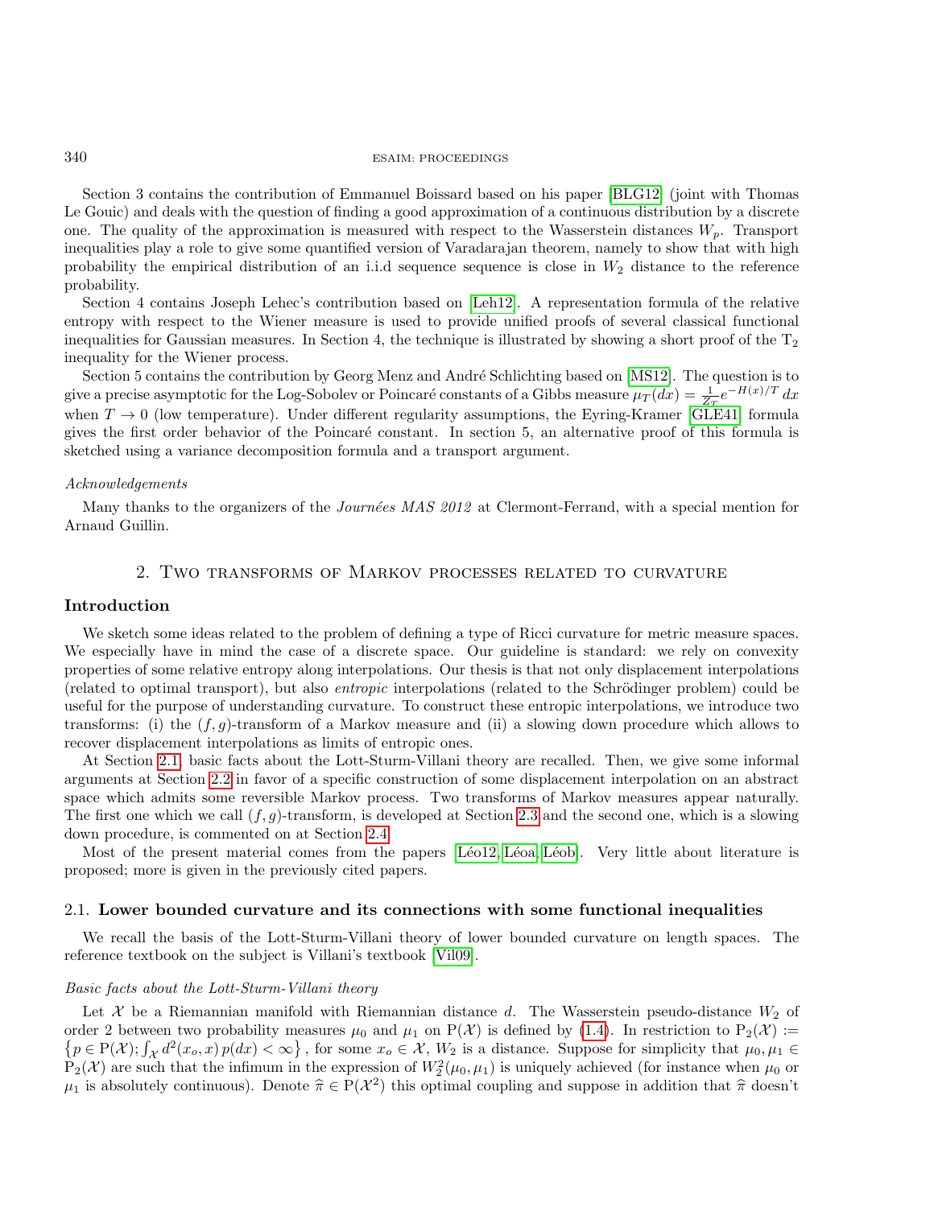Section 3 contains the contribution of Emmanuel Boissard based on his paper [BLG12] (joint with Thomas Le Gouic) and deals with the question of finding a good approximation of a continuous distribution by a discrete one. The quality of the approximation is measured with respect to the Wasserstein distances $W_p$. Transport inequalities play a role to give some quantified version of Varadarajan theorem, namely to show that with high probability the empirical distribution of an i.i.d sequence sequence is close in $W_2$ distance to the reference probability.

Section 4 contains Joseph Lehec's contribution based on [Leh12]. A representation formula of the relative entropy with respect to the Wiener measure is used to provide unified proofs of several classical functional inequalities for Gaussian measures. In Section 4, the technique is illustrated by showing a short proof of the $\mathrm{T}_2$ inequality for the Wiener process.

Section 5 contains the contribution by Georg Menz and André Schlichting based on [MS12]. The question is to give a precise asymptotic for the Log-Sobolev or Poincaré constants of a Gibbs measure $\mu_T(dx) = \frac{1}{Z_T} e^{-H(x)/T}\, dx$ when $T \to 0$ (low temperature). Under different regularity assumptions, the Eyring-Kramer [GLE41] formula gives the first order behavior of the Poincaré constant. In section 5, an alternative proof of this formula is sketched using a variance decomposition formula and a transport argument.

*Acknowledgements*

Many thanks to the organizers of the *Journées MAS 2012* at Clermont-Ferrand, with a special mention for Arnaud Guillin.

## 2. Two transforms of Markov processes related to curvature

### Introduction

We sketch some ideas related to the problem of defining a type of Ricci curvature for metric measure spaces. We especially have in mind the case of a discrete space. Our guideline is standard: we rely on convexity properties of some relative entropy along interpolations. Our thesis is that not only displacement interpolations (related to optimal transport), but also *entropic* interpolations (related to the Schrödinger problem) could be useful for the purpose of understanding curvature. To construct these entropic interpolations, we introduce two transforms: (i) the $(f,g)$-transform of a Markov measure and (ii) a slowing down procedure which allows to recover displacement interpolations as limits of entropic ones.

At Section 2.1, basic facts about the Lott-Sturm-Villani theory are recalled. Then, we give some informal arguments at Section 2.2 in favor of a specific construction of some displacement interpolation on an abstract space which admits some reversible Markov process. Two transforms of Markov measures appear naturally. The first one which we call $(f,g)$-transform, is developed at Section 2.3 and the second one, which is a slowing down procedure, is commented on at Section 2.4.

Most of the present material comes from the papers [Léo12, Léoa, Léob]. Very little about literature is proposed; more is given in the previously cited papers.

### 2.1. Lower bounded curvature and its connections with some functional inequalities

We recall the basis of the Lott-Sturm-Villani theory of lower bounded curvature on length spaces. The reference textbook on the subject is Villani's textbook [Vil09].

*Basic facts about the Lott-Sturm-Villani theory*

Let $\mathcal{X}$ be a Riemannian manifold with Riemannian distance $d$. The Wasserstein pseudo-distance $W_2$ of order 2 between two probability measures $\mu_0$ and $\mu_1$ on $\mathrm{P}(\mathcal{X})$ is defined by (1.4). In restriction to $\mathrm{P}_2(\mathcal{X}) := \left\{p \in \mathrm{P}(\mathcal{X}); \int_{\mathcal{X}} d^2(x_o, x)\, p(dx) < \infty\right\}$, for some $x_o \in \mathcal{X}$, $W_2$ is a distance. Suppose for simplicity that $\mu_0, \mu_1 \in \mathrm{P}_2(\mathcal{X})$ are such that the infimum in the expression of $W_2^2(\mu_0, \mu_1)$ is uniquely achieved (for instance when $\mu_0$ or $\mu_1$ is absolutely continuous). Denote $\widehat{\pi} \in \mathrm{P}(\mathcal{X}^2)$ this optimal coupling and suppose in addition that $\widehat{\pi}$ doesn't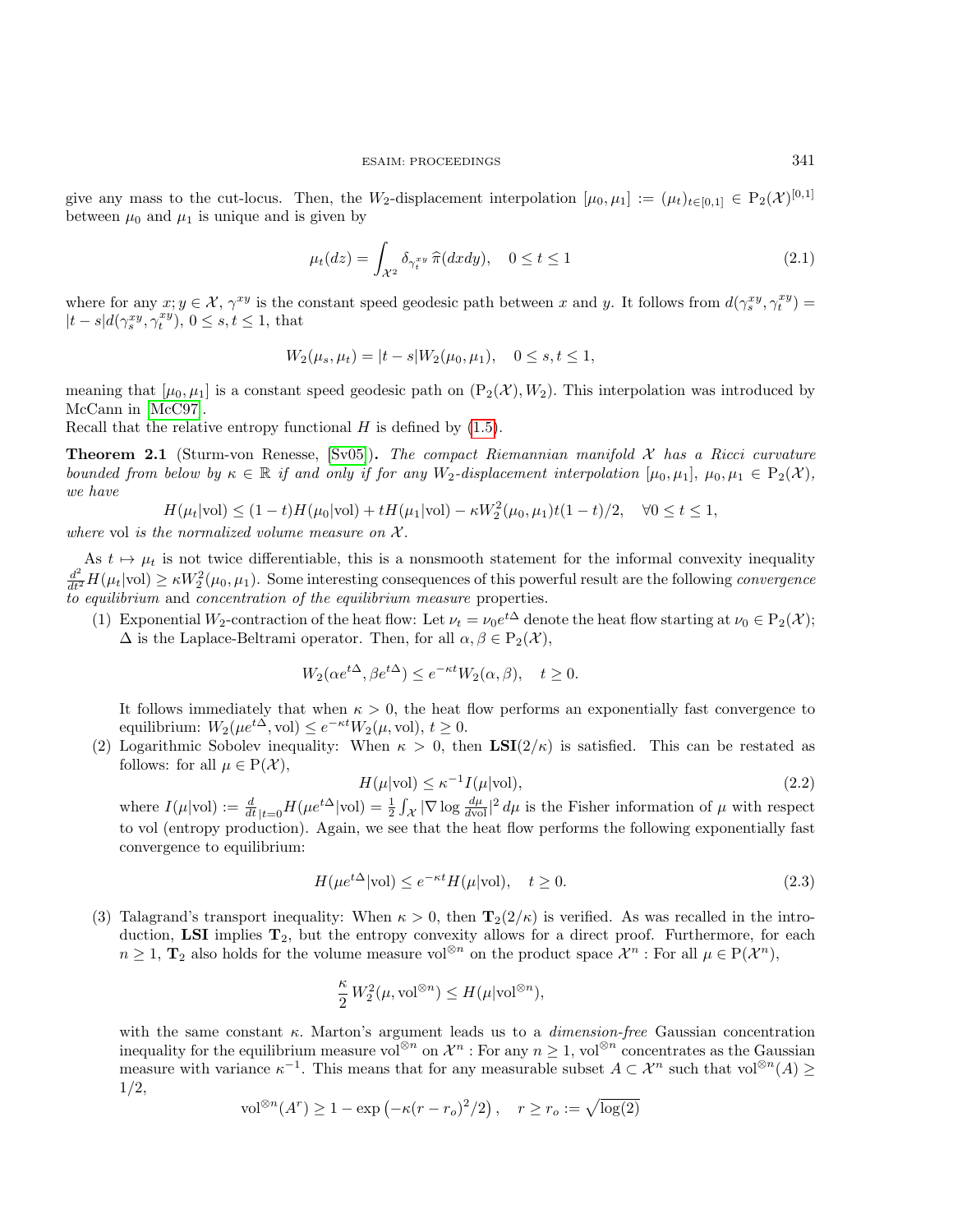give any mass to the cut-locus. Then, the $W_2$-displacement interpolation $[\mu_0, \mu_1] := (\mu_t)_{t\in[0,1]} \in \mathrm{P}_2(\mathcal{X})^{[0,1]}$ between $\mu_0$ and $\mu_1$ is unique and is given by

$$\mu_t(dz) = \int_{\mathcal{X}^2} \delta_{\gamma_t^{xy}}\, \widehat{\pi}(dxdy), \quad 0 \le t \le 1 \tag{2.1}$$

where for any $x; y \in \mathcal{X}$, $\gamma^{xy}$ is the constant speed geodesic path between $x$ and $y$. It follows from $d(\gamma_s^{xy}, \gamma_t^{xy}) = |t-s| d(\gamma_s^{xy}, \gamma_t^{xy})$, $0 \le s, t \le 1$, that

$$W_2(\mu_s, \mu_t) = |t-s| W_2(\mu_0, \mu_1), \quad 0 \le s, t \le 1,$$

meaning that $[\mu_0, \mu_1]$ is a constant speed geodesic path on $(\mathrm{P}_2(\mathcal{X}), W_2)$. This interpolation was introduced by McCann in [McC97].

Recall that the relative entropy functional $H$ is defined by (1.5).

**Theorem 2.1** (Sturm-von Renesse, [Sv05])**.** *The compact Riemannian manifold $\mathcal{X}$ has a Ricci curvature bounded from below by $\kappa \in \mathbb{R}$ if and only if for any $W_2$-displacement interpolation $[\mu_0, \mu_1]$, $\mu_0, \mu_1 \in \mathrm{P}_2(\mathcal{X})$, we have*

$$H(\mu_t|\mathrm{vol}) \le (1-t)H(\mu_0|\mathrm{vol}) + tH(\mu_1|\mathrm{vol}) - \kappa W_2^2(\mu_0, \mu_1)t(1-t)/2, \quad \forall 0 \le t \le 1,$$

*where* vol *is the normalized volume measure on $\mathcal{X}$.*

As $t \mapsto \mu_t$ is not twice differentiable, this is a nonsmooth statement for the informal convexity inequality $\frac{d^2}{dt^2} H(\mu_t|\mathrm{vol}) \ge \kappa W_2^2(\mu_0, \mu_1)$. Some interesting consequences of this powerful result are the following *convergence to equilibrium* and *concentration of the equilibrium measure* properties.

1. Exponential $W_2$-contraction of the heat flow: Let $\nu_t = \nu_0 e^{t\Delta}$ denote the heat flow starting at $\nu_0 \in \mathrm{P}_2(\mathcal{X})$; $\Delta$ is the Laplace-Beltrami operator. Then, for all $\alpha, \beta \in \mathrm{P}_2(\mathcal{X})$,

$$W_2(\alpha e^{t\Delta}, \beta e^{t\Delta}) \le e^{-\kappa t} W_2(\alpha, \beta), \quad t \ge 0.$$

   It follows immediately that when $\kappa > 0$, the heat flow performs an exponentially fast convergence to equilibrium: $W_2(\mu e^{t\Delta}, \mathrm{vol}) \le e^{-\kappa t} W_2(\mu, \mathrm{vol})$, $t \ge 0$.

2. Logarithmic Sobolev inequality: When $\kappa > 0$, then $\mathbf{LSI}(2/\kappa)$ is satisfied. This can be restated as follows: for all $\mu \in \mathrm{P}(\mathcal{X})$,

$$H(\mu|\mathrm{vol}) \le \kappa^{-1} I(\mu|\mathrm{vol}), \tag{2.2}$$

   where $I(\mu|\mathrm{vol}) := \frac{d}{dt}_{|t=0} H(\mu e^{t\Delta}|\mathrm{vol}) = \frac{1}{2}\int_{\mathcal{X}} |\nabla \log \frac{d\mu}{d\mathrm{vol}}|^2 \, d\mu$ is the Fisher information of $\mu$ with respect to vol (entropy production). Again, we see that the heat flow performs the following exponentially fast convergence to equilibrium:

$$H(\mu e^{t\Delta}|\mathrm{vol}) \le e^{-\kappa t} H(\mu|\mathrm{vol}), \quad t \ge 0. \tag{2.3}$$

3. Talagrand's transport inequality: When $\kappa > 0$, then $\mathbf{T}_2(2/\kappa)$ is verified. As was recalled in the introduction, **LSI** implies $\mathbf{T}_2$, but the entropy convexity allows for a direct proof. Furthermore, for each $n \ge 1$, $\mathbf{T}_2$ also holds for the volume measure $\mathrm{vol}^{\otimes n}$ on the product space $\mathcal{X}^n$ : For all $\mu \in \mathrm{P}(\mathcal{X}^n)$,

$$\frac{\kappa}{2}\, W_2^2(\mu, \mathrm{vol}^{\otimes n}) \le H(\mu|\mathrm{vol}^{\otimes n}),$$

   with the same constant $\kappa$. Marton's argument leads us to a *dimension-free* Gaussian concentration inequality for the equilibrium measure $\mathrm{vol}^{\otimes n}$ on $\mathcal{X}^n$ : For any $n \ge 1$, $\mathrm{vol}^{\otimes n}$ concentrates as the Gaussian measure with variance $\kappa^{-1}$. This means that for any measurable subset $A \subset \mathcal{X}^n$ such that $\mathrm{vol}^{\otimes n}(A) \ge 1/2$,

$$\mathrm{vol}^{\otimes n}(A^r) \ge 1 - \exp\left(-\kappa(r - r_o)^2/2\right), \quad r \ge r_o := \sqrt{\log(2)}$$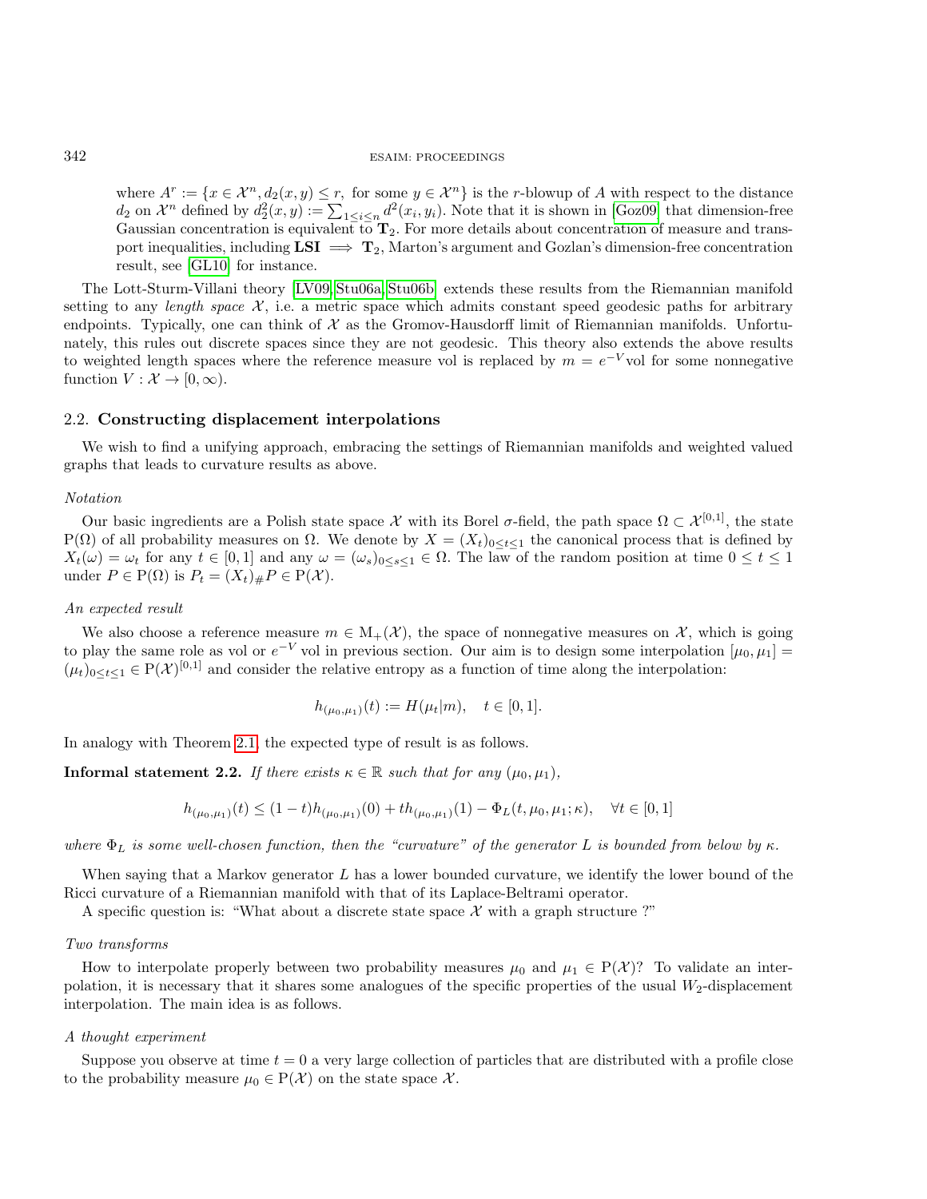where $A^r := \{x \in \mathcal{X}^n, d_2(x,y) \leq r, \text{ for some } y \in \mathcal{X}^n\}$ is the $r$-blowup of $A$ with respect to the distance $d_2$ on $\mathcal{X}^n$ defined by $d_2^2(x,y) := \sum_{1 \leq i \leq n} d^2(x_i, y_i)$. Note that it is shown in [Goz09] that dimension-free Gaussian concentration is equivalent to $\mathbf{T}_2$. For more details about concentration of measure and transport inequalities, including $\mathbf{LSI} \implies \mathbf{T}_2$, Marton's argument and Gozlan's dimension-free concentration result, see [GL10] for instance.

The Lott-Sturm-Villani theory [LV09, Stu06a, Stu06b] extends these results from the Riemannian manifold setting to any *length space* $\mathcal{X}$, i.e. a metric space which admits constant speed geodesic paths for arbitrary endpoints. Typically, one can think of $\mathcal{X}$ as the Gromov-Hausdorff limit of Riemannian manifolds. Unfortunately, this rules out discrete spaces since they are not geodesic. This theory also extends the above results to weighted length spaces where the reference measure vol is replaced by $m = e^{-V}\text{vol}$ for some nonnegative function $V : \mathcal{X} \to [0, \infty)$.

## 2.2. Constructing displacement interpolations

We wish to find a unifying approach, embracing the settings of Riemannian manifolds and weighted valued graphs that leads to curvature results as above.

*Notation*

Our basic ingredients are a Polish state space $\mathcal{X}$ with its Borel $\sigma$-field, the path space $\Omega \subset \mathcal{X}^{[0,1]}$, the state $\mathrm{P}(\Omega)$ of all probability measures on $\Omega$. We denote by $X = (X_t)_{0 \leq t \leq 1}$ the canonical process that is defined by $X_t(\omega) = \omega_t$ for any $t \in [0,1]$ and any $\omega = (\omega_s)_{0 \leq s \leq 1} \in \Omega$. The law of the random position at time $0 \leq t \leq 1$ under $P \in \mathrm{P}(\Omega)$ is $P_t = (X_t)_\# P \in \mathrm{P}(\mathcal{X})$.

*An expected result*

We also choose a reference measure $m \in \mathrm{M}_+(\mathcal{X})$, the space of nonnegative measures on $\mathcal{X}$, which is going to play the same role as vol or $e^{-V}$ vol in previous section. Our aim is to design some interpolation $[\mu_0, \mu_1] = (\mu_t)_{0 \leq t \leq 1} \in \mathrm{P}(\mathcal{X})^{[0,1]}$ and consider the relative entropy as a function of time along the interpolation:

$$h_{(\mu_0,\mu_1)}(t) := H(\mu_t|m), \quad t \in [0,1].$$

In analogy with Theorem 2.1, the expected type of result is as follows.

**Informal statement 2.2.** *If there exists $\kappa \in \mathbb{R}$ such that for any $(\mu_0, \mu_1)$,*

$$h_{(\mu_0,\mu_1)}(t) \leq (1-t)h_{(\mu_0,\mu_1)}(0) + t h_{(\mu_0,\mu_1)}(1) - \Phi_L(t, \mu_0, \mu_1; \kappa), \quad \forall t \in [0,1]$$

*where $\Phi_L$ is some well-chosen function, then the "curvature" of the generator $L$ is bounded from below by $\kappa$.*

When saying that a Markov generator $L$ has a lower bounded curvature, we identify the lower bound of the Ricci curvature of a Riemannian manifold with that of its Laplace-Beltrami operator.

A specific question is: "What about a discrete state space $\mathcal{X}$ with a graph structure ?"

*Two transforms*

How to interpolate properly between two probability measures $\mu_0$ and $\mu_1 \in \mathrm{P}(\mathcal{X})$? To validate an interpolation, it is necessary that it shares some analogues of the specific properties of the usual $W_2$-displacement interpolation. The main idea is as follows.

*A thought experiment*

Suppose you observe at time $t = 0$ a very large collection of particles that are distributed with a profile close to the probability measure $\mu_0 \in \mathrm{P}(\mathcal{X})$ on the state space $\mathcal{X}$.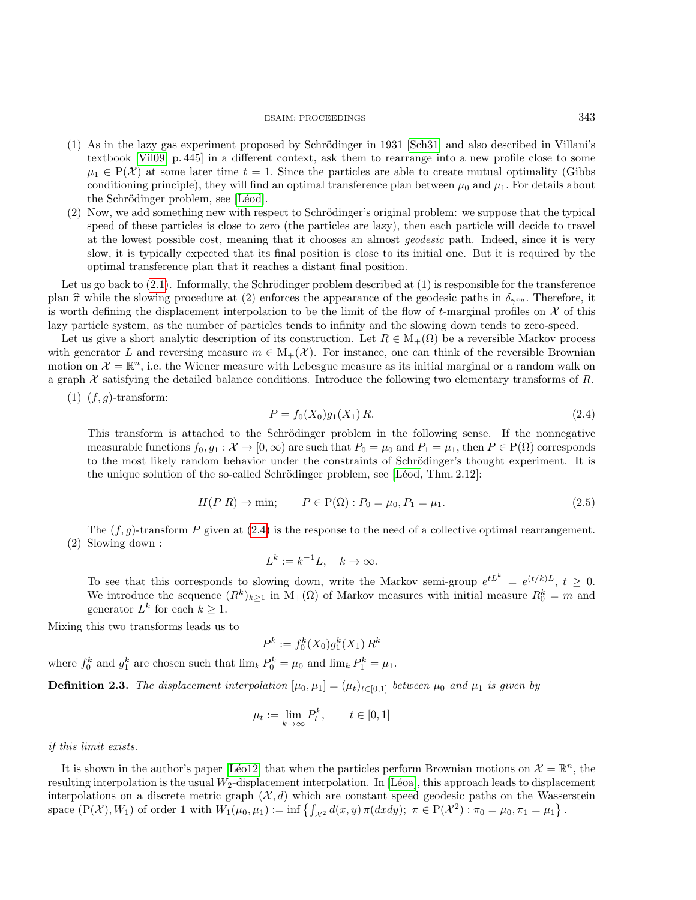(1) As in the lazy gas experiment proposed by Schrödinger in 1931 [Sch31] and also described in Villani's textbook [Vil09, p. 445] in a different context, ask them to rearrange into a new profile close to some $\mu_1 \in \mathrm{P}(\mathcal{X})$ at some later time $t = 1$. Since the particles are able to create mutual optimality (Gibbs conditioning principle), they will find an optimal transference plan between $\mu_0$ and $\mu_1$. For details about the Schrödinger problem, see [Léod].

(2) Now, we add something new with respect to Schrödinger's original problem: we suppose that the typical speed of these particles is close to zero (the particles are lazy), then each particle will decide to travel at the lowest possible cost, meaning that it chooses an almost *geodesic* path. Indeed, since it is very slow, it is typically expected that its final position is close to its initial one. But it is required by the optimal transference plan that it reaches a distant final position.

Let us go back to (2.1). Informally, the Schrödinger problem described at (1) is responsible for the transference plan $\widehat{\pi}$ while the slowing procedure at (2) enforces the appearance of the geodesic paths in $\delta_{\gamma^{xy}}$. Therefore, it is worth defining the displacement interpolation to be the limit of the flow of $t$-marginal profiles on $\mathcal{X}$ of this lazy particle system, as the number of particles tends to infinity and the slowing down tends to zero-speed.

Let us give a short analytic description of its construction. Let $R \in \mathrm{M}_+(\Omega)$ be a reversible Markov process with generator $L$ and reversing measure $m \in \mathrm{M}_+(\mathcal{X})$. For instance, one can think of the reversible Brownian motion on $\mathcal{X} = \mathbb{R}^n$, i.e. the Wiener measure with Lebesgue measure as its initial marginal or a random walk on a graph $\mathcal{X}$ satisfying the detailed balance conditions. Introduce the following two elementary transforms of $R$.

(1) $(f, g)$-transform:

$$P = f_0(X_0)g_1(X_1)\, R. \tag{2.4}$$

This transform is attached to the Schrödinger problem in the following sense. If the nonnegative measurable functions $f_0, g_1 : \mathcal{X} \to [0, \infty)$ are such that $P_0 = \mu_0$ and $P_1 = \mu_1$, then $P \in \mathrm{P}(\Omega)$ corresponds to the most likely random behavior under the constraints of Schrödinger's thought experiment. It is the unique solution of the so-called Schrödinger problem, see [Léod, Thm. 2.12]:

$$H(P|R) \to \min; \qquad P \in \mathrm{P}(\Omega) : P_0 = \mu_0, P_1 = \mu_1. \tag{2.5}$$

The $(f, g)$-transform $P$ given at (2.4) is the response to the need of a collective optimal rearrangement.

(2) Slowing down :

$$L^k := k^{-1}L, \quad k \to \infty.$$

To see that this corresponds to slowing down, write the Markov semi-group $e^{tL^k} = e^{(t/k)L}$, $t \geq 0$. We introduce the sequence $(R^k)_{k \geq 1}$ in $\mathrm{M}_+(\Omega)$ of Markov measures with initial measure $R^k_0 = m$ and generator $L^k$ for each $k \geq 1$.

Mixing this two transforms leads us to

$$P^k := f^k_0(X_0)g^k_1(X_1)\, R^k$$

where $f^k_0$ and $g^k_1$ are chosen such that $\lim_k P^k_0 = \mu_0$ and $\lim_k P^k_1 = \mu_1$.

**Definition 2.3.** *The displacement interpolation $[\mu_0, \mu_1] = (\mu_t)_{t\in[0,1]}$ between $\mu_0$ and $\mu_1$ is given by*

$$\mu_t := \lim_{k\to\infty} P^k_t, \qquad t \in [0, 1]$$

*if this limit exists.*

It is shown in the author's paper [Léo12] that when the particles perform Brownian motions on $\mathcal{X} = \mathbb{R}^n$, the resulting interpolation is the usual $W_2$-displacement interpolation. In [Léoa], this approach leads to displacement interpolations on a discrete metric graph $(\mathcal{X}, d)$ which are constant speed geodesic paths on the Wasserstein space $(\mathrm{P}(\mathcal{X}), W_1)$ of order 1 with $W_1(\mu_0, \mu_1) := \inf\left\{\int_{\mathcal{X}^2} d(x, y)\, \pi(dxdy);\ \pi \in \mathrm{P}(\mathcal{X}^2) : \pi_0 = \mu_0, \pi_1 = \mu_1\right\}$.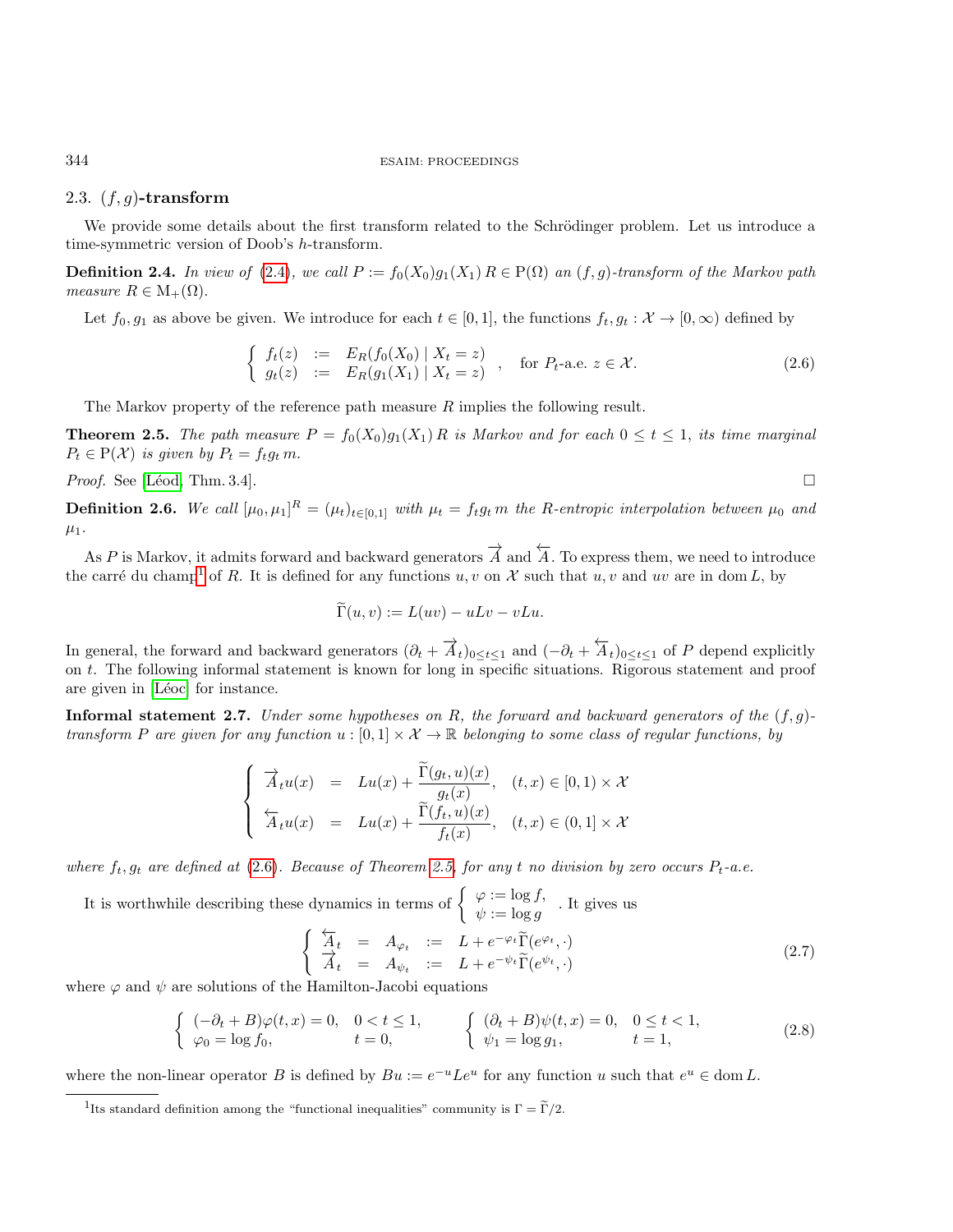### 2.3. $(f, g)$-transform

We provide some details about the first transform related to the Schrödinger problem. Let us introduce a time-symmetric version of Doob's $h$-transform.

**Definition 2.4.** *In view of* (2.4)*, we call $P := f_0(X_0)g_1(X_1)\, R \in \mathrm{P}(\Omega)$ an $(f, g)$-transform of the Markov path measure $R \in \mathrm{M}_+(\Omega)$.*

Let $f_0, g_1$ as above be given. We introduce for each $t \in [0, 1]$, the functions $f_t, g_t : \mathcal{X} \to [0, \infty)$ defined by

$$
\left\{ \begin{array}{lcl} f_t(z) & := & E_R(f_0(X_0) \mid X_t = z) \\ g_t(z) & := & E_R(g_1(X_1) \mid X_t = z) \end{array} \right. , \quad \text{for } P_t\text{-a.e. } z \in \mathcal{X}. \tag{2.6}
$$

The Markov property of the reference path measure $R$ implies the following result.

**Theorem 2.5.** *The path measure $P = f_0(X_0)g_1(X_1)\, R$ is Markov and for each $0 \le t \le 1$, its time marginal $P_t \in \mathrm{P}(\mathcal{X})$ is given by $P_t = f_t g_t\, m$.*

*Proof.* See [Léod, Thm. 3.4]. □

**Definition 2.6.** *We call $[\mu_0, \mu_1]^R = (\mu_t)_{t\in[0,1]}$ with $\mu_t = f_t g_t\, m$ the $R$-entropic interpolation between $\mu_0$ and $\mu_1$.*

As $P$ is Markov, it admits forward and backward generators $\overrightarrow{A}$ and $\overleftarrow{A}$. To express them, we need to introduce the carré du champ[1] of $R$. It is defined for any functions $u, v$ on $\mathcal{X}$ such that $u, v$ and $uv$ are in $\operatorname{dom} L$, by

$$
\widetilde{\Gamma}(u, v) := L(uv) - uLv - vLu.
$$

In general, the forward and backward generators $(\partial_t + \overrightarrow{A}_t)_{0\le t\le 1}$ and $(-\partial_t + \overleftarrow{A}_t)_{0\le t\le 1}$ of $P$ depend explicitly on $t$. The following informal statement is known for long in specific situations. Rigorous statement and proof are given in [Léoc] for instance.

**Informal statement 2.7.** *Under some hypotheses on $R$, the forward and backward generators of the $(f, g)$-transform $P$ are given for any function $u : [0, 1] \times \mathcal{X} \to \mathbb{R}$ belonging to some class of regular functions, by*

$$
\left\{ \begin{array}{lcll} \overrightarrow{A}_t u(x) & = & Lu(x) + \dfrac{\widetilde{\Gamma}(g_t, u)(x)}{g_t(x)}, & (t, x) \in [0, 1) \times \mathcal{X} \\ \overleftarrow{A}_t u(x) & = & Lu(x) + \dfrac{\widetilde{\Gamma}(f_t, u)(x)}{f_t(x)}, & (t, x) \in (0, 1] \times \mathcal{X} \end{array} \right.
$$

*where $f_t, g_t$ are defined at* (2.6)*. Because of Theorem 2.5, for any $t$ no division by zero occurs $P_t$-a.e.*

It is worthwhile describing these dynamics in terms of $\left\{ \begin{array}{l} \varphi := \log f, \\ \psi := \log g \end{array} \right.$. It gives us

$$
\left\{ \begin{array}{lclcl} \overleftarrow{A}_t & = & A_{\varphi_t} & := & L + e^{-\varphi_t} \widetilde{\Gamma}(e^{\varphi_t}, \cdot) \\ \overrightarrow{A}_t & = & A_{\psi_t} & := & L + e^{-\psi_t} \widetilde{\Gamma}(e^{\psi_t}, \cdot) \end{array} \right. \tag{2.7}
$$

where $\varphi$ and $\psi$ are solutions of the Hamilton-Jacobi equations

$$
\left\{ \begin{array}{ll} (-\partial_t + B)\varphi(t, x) = 0, & 0 < t \le 1, \\ \varphi_0 = \log f_0, & t = 0, \end{array} \right. \qquad \left\{ \begin{array}{ll} (\partial_t + B)\psi(t, x) = 0, & 0 \le t < 1, \\ \psi_1 = \log g_1, & t = 1, \end{array} \right. \tag{2.8}
$$

where the non-linear operator $B$ is defined by $Bu := e^{-u} L e^u$ for any function $u$ such that $e^u \in \operatorname{dom} L$.

[1] Its standard definition among the "functional inequalities" community is $\Gamma = \widetilde{\Gamma}/2$.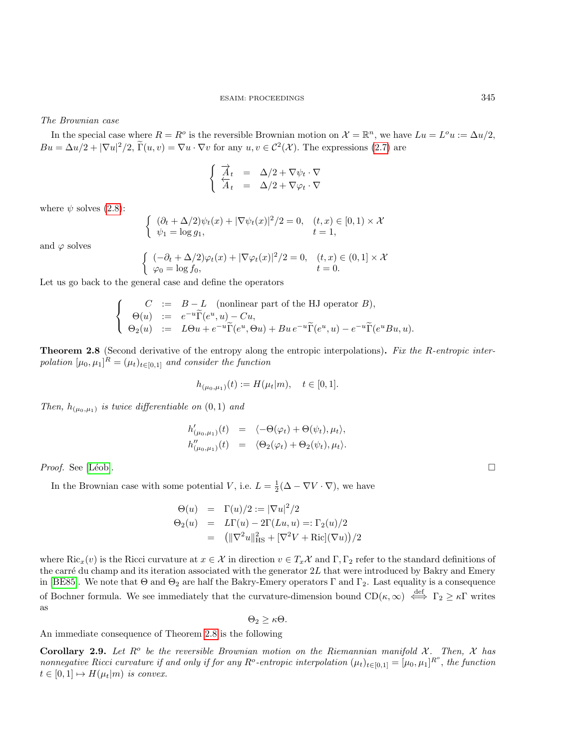*The Brownian case*

In the special case where $R = R^o$ is the reversible Brownian motion on $\mathcal{X} = \mathbb{R}^n$, we have $Lu = L^o u := \Delta u/2$, $Bu = \Delta u/2 + |\nabla u|^2/2$, $\widetilde{\Gamma}(u,v) = \nabla u \cdot \nabla v$ for any $u, v \in \mathcal{C}^2(\mathcal{X})$. The expressions (2.7) are

$$\begin{cases} \overrightarrow{A}_t &= \Delta/2 + \nabla\psi_t \cdot \nabla \\ \overleftarrow{A}_t &= \Delta/2 + \nabla\varphi_t \cdot \nabla \end{cases}$$

where $\psi$ solves (2.8):

$$\begin{cases} (\partial_t + \Delta/2)\psi_t(x) + |\nabla\psi_t(x)|^2/2 = 0, & (t,x) \in [0,1) \times \mathcal{X} \\ \psi_1 = \log g_1, & t = 1, \end{cases}$$

and $\varphi$ solves

$$\begin{cases} (-\partial_t + \Delta/2)\varphi_t(x) + |\nabla\varphi_t(x)|^2/2 = 0, & (t,x) \in (0,1] \times \mathcal{X} \\ \varphi_0 = \log f_0, & t = 0. \end{cases}$$

Let us go back to the general case and define the operators

$$\begin{cases} C &:= B - L \quad \text{(nonlinear part of the HJ operator } B\text{)}, \\ \Theta(u) &:= e^{-u}\widetilde{\Gamma}(e^u, u) - Cu, \\ \Theta_2(u) &:= L\Theta u + e^{-u}\widetilde{\Gamma}(e^u, \Theta u) + Bu\, e^{-u}\widetilde{\Gamma}(e^u, u) - e^{-u}\widetilde{\Gamma}(e^u Bu, u). \end{cases}$$

**Theorem 2.8** (Second derivative of the entropy along the entropic interpolations)**.** *Fix the R-entropic interpolation $[\mu_0, \mu_1]^R = (\mu_t)_{t\in[0,1]}$ and consider the function*

$$h_{(\mu_0,\mu_1)}(t) := H(\mu_t|m), \quad t \in [0,1].$$

*Then, $h_{(\mu_0,\mu_1)}$ is twice differentiable on $(0,1)$ and*

$$\begin{aligned} h'_{(\mu_0,\mu_1)}(t) &= \langle -\Theta(\varphi_t) + \Theta(\psi_t), \mu_t\rangle, \\ h''_{(\mu_0,\mu_1)}(t) &= \langle \Theta_2(\varphi_t) + \Theta_2(\psi_t), \mu_t\rangle. \end{aligned}$$

*Proof.* See [Léob]. □

In the Brownian case with some potential $V$, i.e. $L = \frac{1}{2}(\Delta - \nabla V \cdot \nabla)$, we have

$$\begin{aligned} \Theta(u) &= \Gamma(u)/2 := |\nabla u|^2/2 \\ \Theta_2(u) &= L\Gamma(u) - 2\Gamma(Lu, u) =: \Gamma_2(u)/2 \\ &= \left(\|\nabla^2 u\|^2_{\mathrm{HS}} + [\nabla^2 V + \mathrm{Ric}](\nabla u)\right)/2 \end{aligned}$$

where $\mathrm{Ric}_x(v)$ is the Ricci curvature at $x \in \mathcal{X}$ in direction $v \in T_x\mathcal{X}$ and $\Gamma, \Gamma_2$ refer to the standard definitions of the carré du champ and its iteration associated with the generator $2L$ that were introduced by Bakry and Emery in [BE85]. We note that $\Theta$ and $\Theta_2$ are half the Bakry-Emery operators $\Gamma$ and $\Gamma_2$. Last equality is a consequence of Bochner formula. We see immediately that the curvature-dimension bound $\mathrm{CD}(\kappa, \infty) \overset{\text{def}}{\iff} \Gamma_2 \geq \kappa\Gamma$ writes as

$$\Theta_2 \geq \kappa\Theta.$$

An immediate consequence of Theorem 2.8 is the following

**Corollary 2.9.** *Let $R^o$ be the reversible Brownian motion on the Riemannian manifold $\mathcal{X}$. Then, $\mathcal{X}$ has nonnegative Ricci curvature if and only if for any $R^o$-entropic interpolation $(\mu_t)_{t\in[0,1]} = [\mu_0, \mu_1]^{R^o}$, the function $t \in [0,1] \mapsto H(\mu_t|m)$ is convex.*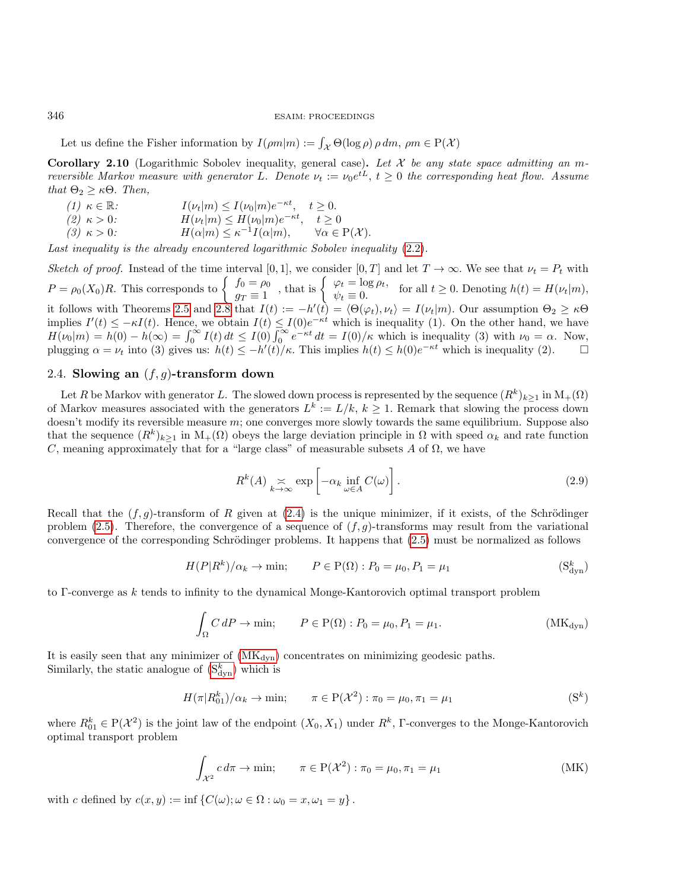Let us define the Fisher information by $I(\rho m|m) := \int_{\mathcal{X}} \Theta(\log \rho)\, \rho\, dm$, $\rho m \in \mathrm{P}(\mathcal{X})$

**Corollary 2.10** (Logarithmic Sobolev inequality, general case)**.** *Let $\mathcal{X}$ be any state space admitting an $m$-reversible Markov measure with generator $L$. Denote $\nu_t := \nu_0 e^{tL}$, $t \geq 0$ the corresponding heat flow. Assume that $\Theta_2 \geq \kappa\Theta$. Then,*

*(1) $\kappa \in \mathbb{R}$:* $\quad I(\nu_t|m) \leq I(\nu_0|m)e^{-\kappa t}, \quad t \geq 0.$

*(2) $\kappa > 0$:* $\quad H(\nu_t|m) \leq H(\nu_0|m)e^{-\kappa t}, \quad t \geq 0$

*(3) $\kappa > 0$:* $\quad H(\alpha|m) \leq \kappa^{-1} I(\alpha|m), \qquad \forall \alpha \in \mathrm{P}(\mathcal{X}).$

*Last inequality is the already encountered logarithmic Sobolev inequality* (2.2)*.*

*Sketch of proof.* Instead of the time interval $[0,1]$, we consider $[0,T]$ and let $T \to \infty$. We see that $\nu_t = P_t$ with $P = \rho_0(X_0)R$. This corresponds to $\begin{cases} f_0 = \rho_0 \\ g_T \equiv 1 \end{cases}$, that is $\begin{cases} \varphi_t = \log \rho_t, \\ \psi_t \equiv 0. \end{cases}$ for all $t \geq 0$. Denoting $h(t) = H(\nu_t|m)$, it follows with Theorems 2.5 and 2.8 that $I(t) := -h'(t) = \langle \Theta(\varphi_t), \nu_t \rangle = I(\nu_t|m)$. Our assumption $\Theta_2 \geq \kappa\Theta$ implies $I'(t) \leq -\kappa I(t)$. Hence, we obtain $I(t) \leq I(0)e^{-\kappa t}$ which is inequality (1). On the other hand, we have $H(\nu_0|m) = h(0) - h(\infty) = \int_0^\infty I(t)\, dt \leq I(0) \int_0^\infty e^{-\kappa t}\, dt = I(0)/\kappa$ which is inequality (3) with $\nu_0 = \alpha$. Now, plugging $\alpha = \nu_t$ into (3) gives us: $h(t) \leq -h'(t)/\kappa$. This implies $h(t) \leq h(0)e^{-\kappa t}$ which is inequality (2). $\square$

### 2.4. Slowing an $(f,g)$-transform down

Let $R$ be Markov with generator $L$. The slowed down process is represented by the sequence $(R^k)_{k\geq 1}$ in $\mathrm{M}_+(\Omega)$ of Markov measures associated with the generators $L^k := L/k$, $k \geq 1$. Remark that slowing the process down doesn't modify its reversible measure $m$; one converges more slowly towards the same equilibrium. Suppose also that the sequence $(R^k)_{k\geq 1}$ in $\mathrm{M}_+(\Omega)$ obeys the large deviation principle in $\Omega$ with speed $\alpha_k$ and rate function $C$, meaning approximately that for a "large class" of measurable subsets $A$ of $\Omega$, we have

$$R^k(A) \underset{k\to\infty}{\asymp} \exp\left[-\alpha_k \inf_{\omega \in A} C(\omega)\right]. \tag{2.9}$$

Recall that the $(f,g)$-transform of $R$ given at (2.4) is the unique minimizer, if it exists, of the Schrödinger problem (2.5). Therefore, the convergence of a sequence of $(f,g)$-transforms may result from the variational convergence of the corresponding Schrödinger problems. It happens that (2.5) must be normalized as follows

$$H(P|R^k)/\alpha_k \to \min; \qquad P \in \mathrm{P}(\Omega) : P_0 = \mu_0, P_1 = \mu_1 \tag{$\mathrm{S}^k_{\mathrm{dyn}}$}$$

to $\Gamma$-converge as $k$ tends to infinity to the dynamical Monge-Kantorovich optimal transport problem

$$\int_\Omega C\, dP \to \min; \qquad P \in \mathrm{P}(\Omega) : P_0 = \mu_0, P_1 = \mu_1. \tag{$\mathrm{MK}_{\mathrm{dyn}}$}$$

It is easily seen that any minimizer of ($\mathrm{MK}_{\mathrm{dyn}}$) concentrates on minimizing geodesic paths.
Similarly, the static analogue of ($\mathrm{S}^k_{\mathrm{dyn}}$) which is

$$H(\pi|R^k_{01})/\alpha_k \to \min; \qquad \pi \in \mathrm{P}(\mathcal{X}^2) : \pi_0 = \mu_0, \pi_1 = \mu_1 \tag{$\mathrm{S}^k$}$$

where $R^k_{01} \in \mathrm{P}(\mathcal{X}^2)$ is the joint law of the endpoint $(X_0, X_1)$ under $R^k$, $\Gamma$-converges to the Monge-Kantorovich optimal transport problem

$$\int_{\mathcal{X}^2} c\, d\pi \to \min; \qquad \pi \in \mathrm{P}(\mathcal{X}^2) : \pi_0 = \mu_0, \pi_1 = \mu_1 \tag{MK}$$

with $c$ defined by $c(x,y) := \inf\{C(\omega); \omega \in \Omega : \omega_0 = x, \omega_1 = y\}$.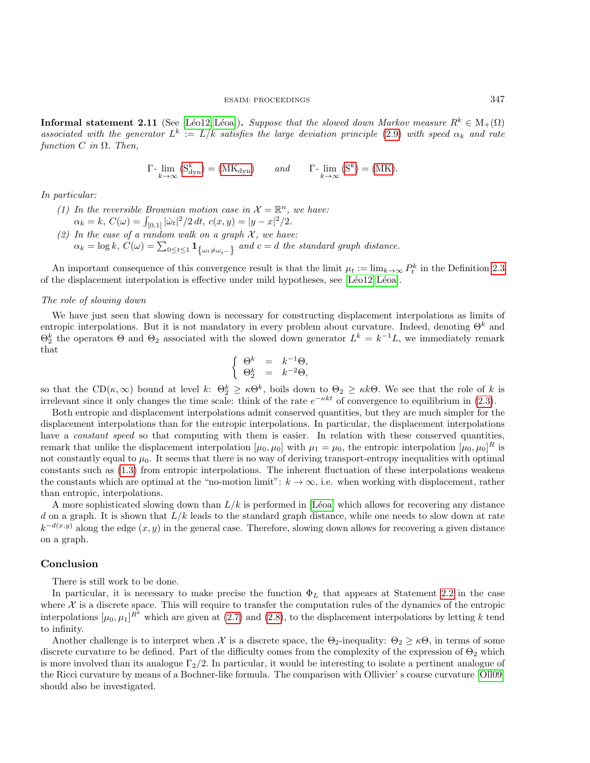**Informal statement 2.11** (See [Léo12, Léoa]). *Suppose that the slowed down Markov measure $R^k \in \mathrm{M}_+(\Omega)$ associated with the generator $L^k := L/k$ satisfies the large deviation principle (2.9) with speed $\alpha_k$ and rate function $C$ in $\Omega$. Then,*

$$\Gamma\text{-}\lim_{k\to\infty} (\mathrm{S}^k_{\mathrm{dyn}}) = (\mathrm{MK}_{\mathrm{dyn}}) \qquad \textit{and} \qquad \Gamma\text{-}\lim_{k\to\infty} (\mathrm{S}^k) = (\mathrm{MK}).$$

*In particular:*

1. *In the reversible Brownian motion case in $\mathcal{X} = \mathbb{R}^n$, we have:*
   $\alpha_k = k$, $C(\omega) = \int_{[0,1]} |\dot\omega_t|^2/2\, dt$, $c(x,y) = |y-x|^2/2$.
2. *In the case of a random walk on a graph $\mathcal{X}$, we have:*
   $\alpha_k = \log k$, $C(\omega) = \sum_{0\le t\le 1} \mathbf{1}_{\{\omega_t \neq \omega_{t^-}\}}$ *and $c = d$ the standard graph distance.*

An important consequence of this convergence result is that the limit $\mu_t := \lim_{k\to\infty} P^k_t$ in the Definition 2.3 of the displacement interpolation is effective under mild hypotheses, see [Léo12, Léoa].

*The role of slowing down*

We have just seen that slowing down is necessary for constructing displacement interpolations as limits of entropic interpolations. But it is not mandatory in every problem about curvature. Indeed, denoting $\Theta^k$ and $\Theta^k_2$ the operators $\Theta$ and $\Theta_2$ associated with the slowed down generator $L^k = k^{-1}L$, we immediately remark that

$$\begin{cases} \Theta^k &= k^{-1}\Theta, \\ \Theta^k_2 &= k^{-2}\Theta, \end{cases}$$

so that the $\mathrm{CD}(\kappa,\infty)$ bound at level $k$: $\Theta^k_2 \ge \kappa\Theta^k$, boils down to $\Theta_2 \ge \kappa k\Theta$. We see that the role of $k$ is irrelevant since it only changes the time scale: think of the rate $e^{-\kappa k t}$ of convergence to equilibrium in (2.3).

Both entropic and displacement interpolations admit conserved quantities, but they are much simpler for the displacement interpolations than for the entropic interpolations. In particular, the displacement interpolations have a *constant speed* so that computing with them is easier. In relation with these conserved quantities, remark that unlike the displacement interpolation $[\mu_0,\mu_0]$ with $\mu_1 = \mu_0$, the entropic interpolation $[\mu_0,\mu_0]^R$ is not constantly equal to $\mu_0$. It seems that there is no way of deriving transport-entropy inequalities with optimal constants such as (1.3) from entropic interpolations. The inherent fluctuation of these interpolations weakens the constants which are optimal at the "no-motion limit": $k\to\infty$, i.e. when working with displacement, rather than entropic, interpolations.

A more sophisticated slowing down than $L/k$ is performed in [Léoa] which allows for recovering any distance $d$ on a graph. It is shown that $L/k$ leads to the standard graph distance, while one needs to slow down at rate $k^{-d(x,y)}$ along the edge $(x,y)$ in the general case. Therefore, slowing down allows for recovering a given distance on a graph.

## Conclusion

There is still work to be done.

In particular, it is necessary to make precise the function $\Phi_L$ that appears at Statement 2.2 in the case where $\mathcal{X}$ is a discrete space. This will require to transfer the computation rules of the dynamics of the entropic interpolations $[\mu_0,\mu_1]^{R^k}$ which are given at (2.7) and (2.8), to the displacement interpolations by letting $k$ tend to infinity.

Another challenge is to interpret when $\mathcal{X}$ is a discrete space, the $\Theta_2$-inequality: $\Theta_2 \ge \kappa\Theta$, in terms of some discrete curvature to be defined. Part of the difficulty comes from the complexity of the expression of $\Theta_2$ which is more involved than its analogue $\Gamma_2/2$. In particular, it would be interesting to isolate a pertinent analogue of the Ricci curvature by means of a Bochner-like formula. The comparison with Ollivier' s coarse curvature [Oll09] should also be investigated.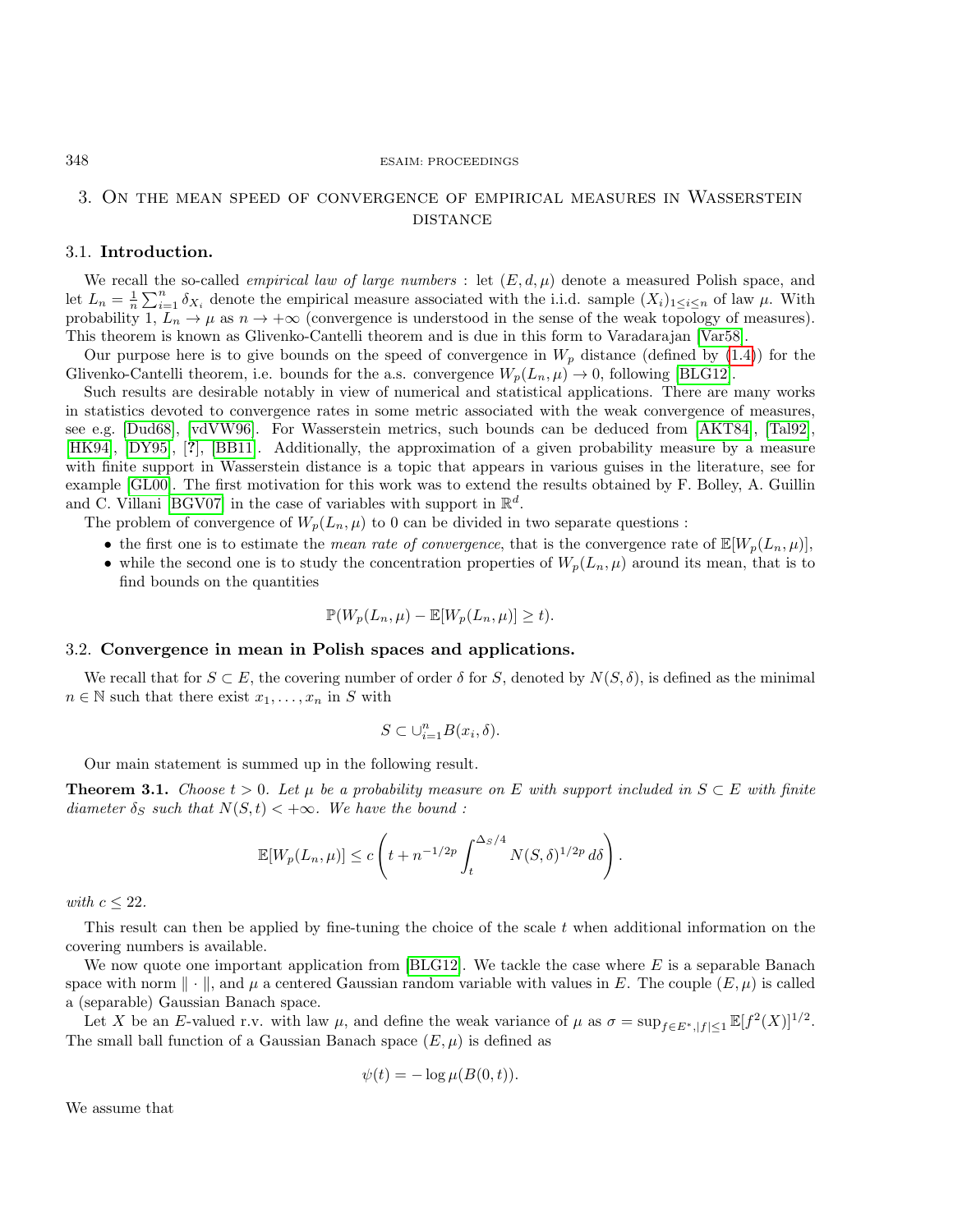## 3. On the mean speed of convergence of empirical measures in Wasserstein distance

### 3.1. Introduction.

We recall the so-called *empirical law of large numbers* : let $(E, d, \mu)$ denote a measured Polish space, and let $L_n = \frac{1}{n}\sum_{i=1}^n \delta_{X_i}$ denote the empirical measure associated with the i.i.d. sample $(X_i)_{1\le i\le n}$ of law $\mu$. With probability 1, $L_n \to \mu$ as $n \to +\infty$ (convergence is understood in the sense of the weak topology of measures). This theorem is known as Glivenko-Cantelli theorem and is due in this form to Varadarajan [Var58].

Our purpose here is to give bounds on the speed of convergence in $W_p$ distance (defined by (1.4)) for the Glivenko-Cantelli theorem, i.e. bounds for the a.s. convergence $W_p(L_n, \mu) \to 0$, following [BLG12].

Such results are desirable notably in view of numerical and statistical applications. There are many works in statistics devoted to convergence rates in some metric associated with the weak convergence of measures, see e.g. [Dud68], [vdVW96]. For Wasserstein metrics, such bounds can be deduced from [AKT84], [Tal92], [HK94], [DY95], [?], [BB11]. Additionally, the approximation of a given probability measure by a measure with finite support in Wasserstein distance is a topic that appears in various guises in the literature, see for example [GL00]. The first motivation for this work was to extend the results obtained by F. Bolley, A. Guillin and C. Villani [BGV07] in the case of variables with support in $\mathbb{R}^d$.

The problem of convergence of $W_p(L_n, \mu)$ to 0 can be divided in two separate questions :

- the first one is to estimate the *mean rate of convergence*, that is the convergence rate of $\mathbb{E}[W_p(L_n, \mu)]$,
- while the second one is to study the concentration properties of $W_p(L_n, \mu)$ around its mean, that is to find bounds on the quantities

$$\mathbb{P}(W_p(L_n, \mu) - \mathbb{E}[W_p(L_n, \mu)] \ge t).$$

### 3.2. Convergence in mean in Polish spaces and applications.

We recall that for $S \subset E$, the covering number of order $\delta$ for $S$, denoted by $N(S, \delta)$, is defined as the minimal $n \in \mathbb{N}$ such that there exist $x_1, \dots, x_n$ in $S$ with

$$S \subset \cup_{i=1}^n B(x_i, \delta).$$

Our main statement is summed up in the following result.

**Theorem 3.1.** *Choose $t > 0$. Let $\mu$ be a probability measure on $E$ with support included in $S \subset E$ with finite diameter $\delta_S$ such that $N(S, t) < +\infty$. We have the bound :*

$$\mathbb{E}[W_p(L_n, \mu)] \le c\left(t + n^{-1/2p}\int_t^{\Delta_S/4} N(S, \delta)^{1/2p}\, d\delta\right).$$

*with $c \le 22$.*

This result can then be applied by fine-tuning the choice of the scale $t$ when additional information on the covering numbers is available.

We now quote one important application from [BLG12]. We tackle the case where $E$ is a separable Banach space with norm $\|\cdot\|$, and $\mu$ a centered Gaussian random variable with values in $E$. The couple $(E, \mu)$ is called a (separable) Gaussian Banach space.

Let $X$ be an $E$-valued r.v. with law $\mu$, and define the weak variance of $\mu$ as $\sigma = \sup_{f\in E^*, |f|\le 1} \mathbb{E}[f^2(X)]^{1/2}$. The small ball function of a Gaussian Banach space $(E, \mu)$ is defined as

$$\psi(t) = -\log \mu(B(0, t)).$$

We assume that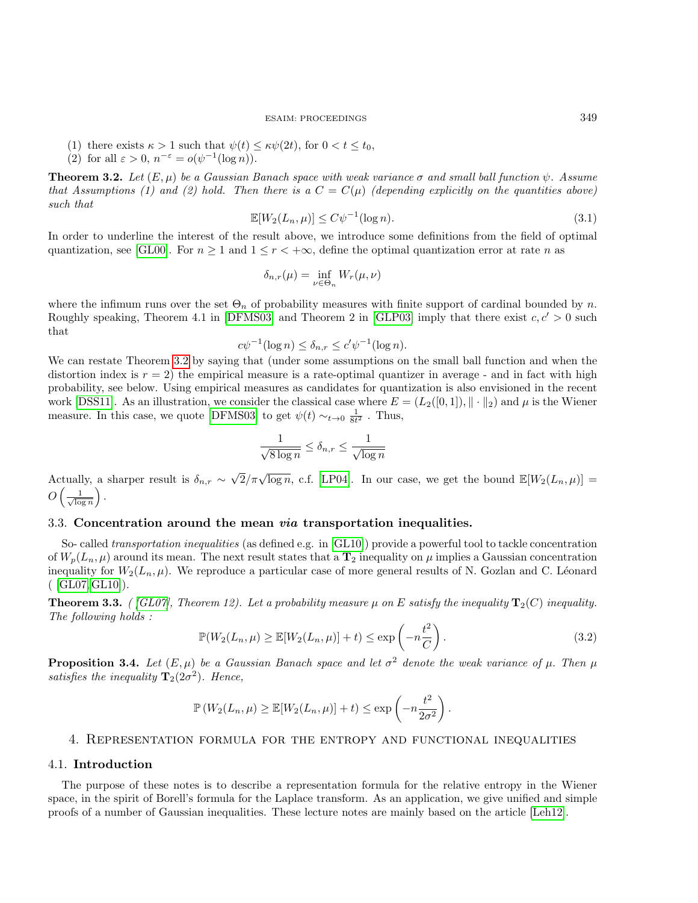(1) there exists $\kappa > 1$ such that $\psi(t) \leq \kappa\psi(2t)$, for $0 < t \leq t_0$,
(2) for all $\varepsilon > 0$, $n^{-\varepsilon} = o(\psi^{-1}(\log n))$.

**Theorem 3.2.** *Let $(E, \mu)$ be a Gaussian Banach space with weak variance $\sigma$ and small ball function $\psi$. Assume that Assumptions (1) and (2) hold. Then there is a $C = C(\mu)$ (depending explicitly on the quantities above) such that*

$$\mathbb{E}[W_2(L_n, \mu)] \leq C\psi^{-1}(\log n). \tag{3.1}$$

In order to underline the interest of the result above, we introduce some definitions from the field of optimal quantization, see [GL00]. For $n \geq 1$ and $1 \leq r < +\infty$, define the optimal quantization error at rate $n$ as

$$\delta_{n,r}(\mu) = \inf_{\nu \in \Theta_n} W_r(\mu, \nu)$$

where the infimum runs over the set $\Theta_n$ of probability measures with finite support of cardinal bounded by $n$. Roughly speaking, Theorem 4.1 in [DFMS03] and Theorem 2 in [GLP03] imply that there exist $c, c' > 0$ such that

$$c\psi^{-1}(\log n) \leq \delta_{n,r} \leq c'\psi^{-1}(\log n).$$

We can restate Theorem 3.2 by saying that (under some assumptions on the small ball function and when the distortion index is $r = 2$) the empirical measure is a rate-optimal quantizer in average - and in fact with high probability, see below. Using empirical measures as candidates for quantization is also envisioned in the recent work [DSS11]. As an illustration, we consider the classical case where $E = (L_2([0,1]), \|\cdot\|_2)$ and $\mu$ is the Wiener measure. In this case, we quote [DFMS03] to get $\psi(t) \sim_{t\to 0} \frac{1}{8t^2}$ . Thus,

$$\frac{1}{\sqrt{8\log n}} \leq \delta_{n,r} \leq \frac{1}{\sqrt{\log n}}$$

Actually, a sharper result is $\delta_{n,r} \sim \sqrt{2}/\pi\sqrt{\log n}$, c.f. [LP04]. In our case, we get the bound $\mathbb{E}[W_2(L_n, \mu)] = O\left(\frac{1}{\sqrt{\log n}}\right)$.

### 3.3. Concentration around the mean *via* transportation inequalities.

So- called *transportation inequalities* (as defined e.g. in [GL10]) provide a powerful tool to tackle concentration of $W_p(L_n, \mu)$ around its mean. The next result states that a $\mathbf{T}_2$ inequality on $\mu$ implies a Gaussian concentration inequality for $W_2(L_n, \mu)$. We reproduce a particular case of more general results of N. Gozlan and C. Léonard ( [GL07, GL10]).

**Theorem 3.3.** *( [GL07], Theorem 12). Let a probability measure $\mu$ on $E$ satisfy the inequality $\mathbf{T}_2(C)$ inequality. The following holds :*

$$\mathbb{P}(W_2(L_n, \mu) \geq \mathbb{E}[W_2(L_n, \mu)] + t) \leq \exp\left(-n\frac{t^2}{C}\right). \tag{3.2}$$

**Proposition 3.4.** *Let $(E, \mu)$ be a Gaussian Banach space and let $\sigma^2$ denote the weak variance of $\mu$. Then $\mu$ satisfies the inequality $\mathbf{T}_2(2\sigma^2)$. Hence,*

$$\mathbb{P}\left(W_2(L_n, \mu) \geq \mathbb{E}[W_2(L_n, \mu)] + t\right) \leq \exp\left(-n\frac{t^2}{2\sigma^2}\right).$$

## 4. Representation formula for the entropy and functional inequalities

### 4.1. Introduction

The purpose of these notes is to describe a representation formula for the relative entropy in the Wiener space, in the spirit of Borell's formula for the Laplace transform. As an application, we give unified and simple proofs of a number of Gaussian inequalities. These lecture notes are mainly based on the article [Leh12].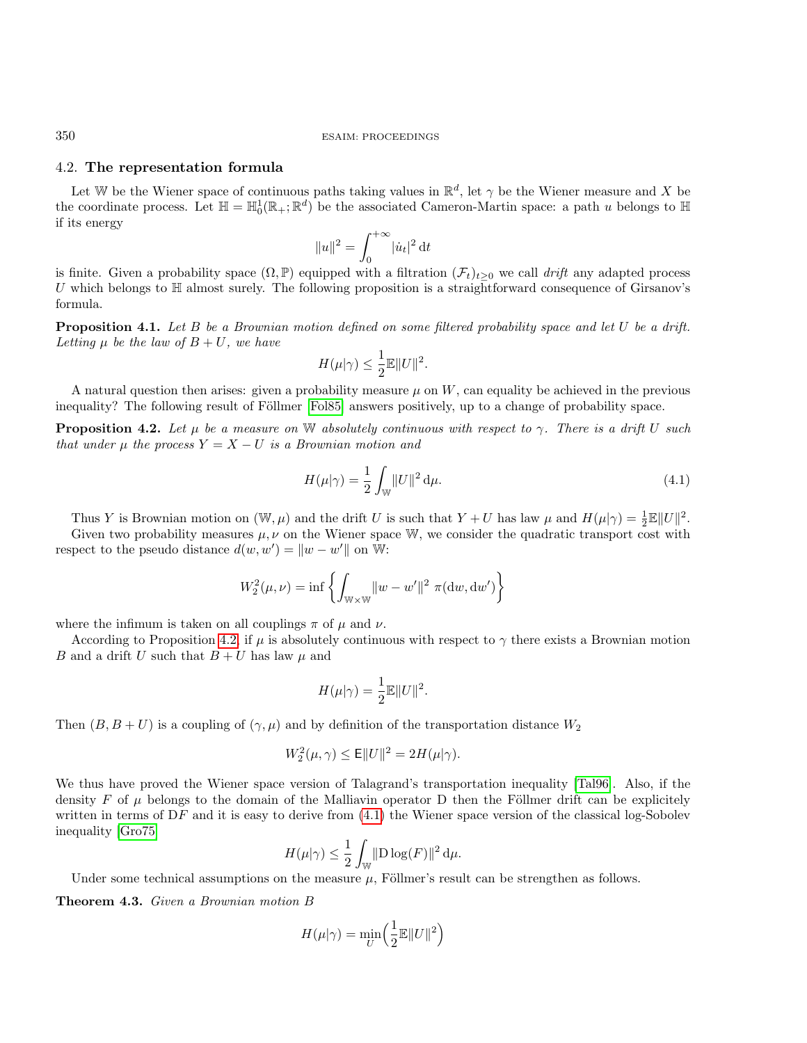### 4.2. The representation formula

Let $\mathbb{W}$ be the Wiener space of continuous paths taking values in $\mathbb{R}^d$, let $\gamma$ be the Wiener measure and $X$ be the coordinate process. Let $\mathbb{H} = \mathbb{H}^1_0(\mathbb{R}_+; \mathbb{R}^d)$ be the associated Cameron-Martin space: a path $u$ belongs to $\mathbb{H}$ if its energy

$$\|u\|^2 = \int_0^{+\infty} |\dot{u}_t|^2 \, \mathrm{d}t$$

is finite. Given a probability space $(\Omega, \mathbb{P})$ equipped with a filtration $(\mathcal{F}_t)_{t\geq 0}$ we call *drift* any adapted process $U$ which belongs to $\mathbb{H}$ almost surely. The following proposition is a straightforward consequence of Girsanov's formula.

**Proposition 4.1.** *Let $B$ be a Brownian motion defined on some filtered probability space and let $U$ be a drift. Letting $\mu$ be the law of $B+U$, we have*

$$H(\mu|\gamma) \leq \frac{1}{2}\mathbb{E}\|U\|^2.$$

A natural question then arises: given a probability measure $\mu$ on $W$, can equality be achieved in the previous inequality? The following result of Föllmer [Fol85] answers positively, up to a change of probability space.

**Proposition 4.2.** *Let $\mu$ be a measure on $\mathbb{W}$ absolutely continuous with respect to $\gamma$. There is a drift $U$ such that under $\mu$ the process $Y = X - U$ is a Brownian motion and*

$$H(\mu|\gamma) = \frac{1}{2}\int_{\mathbb{W}} \|U\|^2 \, \mathrm{d}\mu. \tag{4.1}$$

Thus $Y$ is Brownian motion on $(\mathbb{W}, \mu)$ and the drift $U$ is such that $Y + U$ has law $\mu$ and $H(\mu|\gamma) = \frac{1}{2}\mathbb{E}\|U\|^2$.

Given two probability measures $\mu, \nu$ on the Wiener space $\mathbb{W}$, we consider the quadratic transport cost with respect to the pseudo distance $d(w, w') = \|w - w'\|$ on $\mathbb{W}$:

$$W_2^2(\mu, \nu) = \inf\left\{\int_{\mathbb{W}\times\mathbb{W}} \|w - w'\|^2 \; \pi(\mathrm{d}w, \mathrm{d}w')\right\}$$

where the infimum is taken on all couplings $\pi$ of $\mu$ and $\nu$.

According to Proposition 4.2, if $\mu$ is absolutely continuous with respect to $\gamma$ there exists a Brownian motion $B$ and a drift $U$ such that $B + U$ has law $\mu$ and

$$H(\mu|\gamma) = \frac{1}{2}\mathbb{E}\|U\|^2.$$

Then $(B, B+U)$ is a coupling of $(\gamma, \mu)$ and by definition of the transportation distance $W_2$

$$W_2^2(\mu, \gamma) \leq \mathsf{E}\|U\|^2 = 2H(\mu|\gamma).$$

We thus have proved the Wiener space version of Talagrand's transportation inequality [Tal96]. Also, if the density $F$ of $\mu$ belongs to the domain of the Malliavin operator $\mathrm{D}$ then the Föllmer drift can be explicitely written in terms of $\mathrm{D}F$ and it is easy to derive from (4.1) the Wiener space version of the classical log-Sobolev inequality [Gro75]

$$H(\mu|\gamma) \leq \frac{1}{2}\int_{\mathbb{W}} \|\mathrm{D}\log(F)\|^2 \, \mathrm{d}\mu.$$

Under some technical assumptions on the measure $\mu$, Föllmer's result can be strengthen as follows.

**Theorem 4.3.** *Given a Brownian motion $B$*

$$H(\mu|\gamma) = \min_U\Big(\frac{1}{2}\mathbb{E}\|U\|^2\Big)$$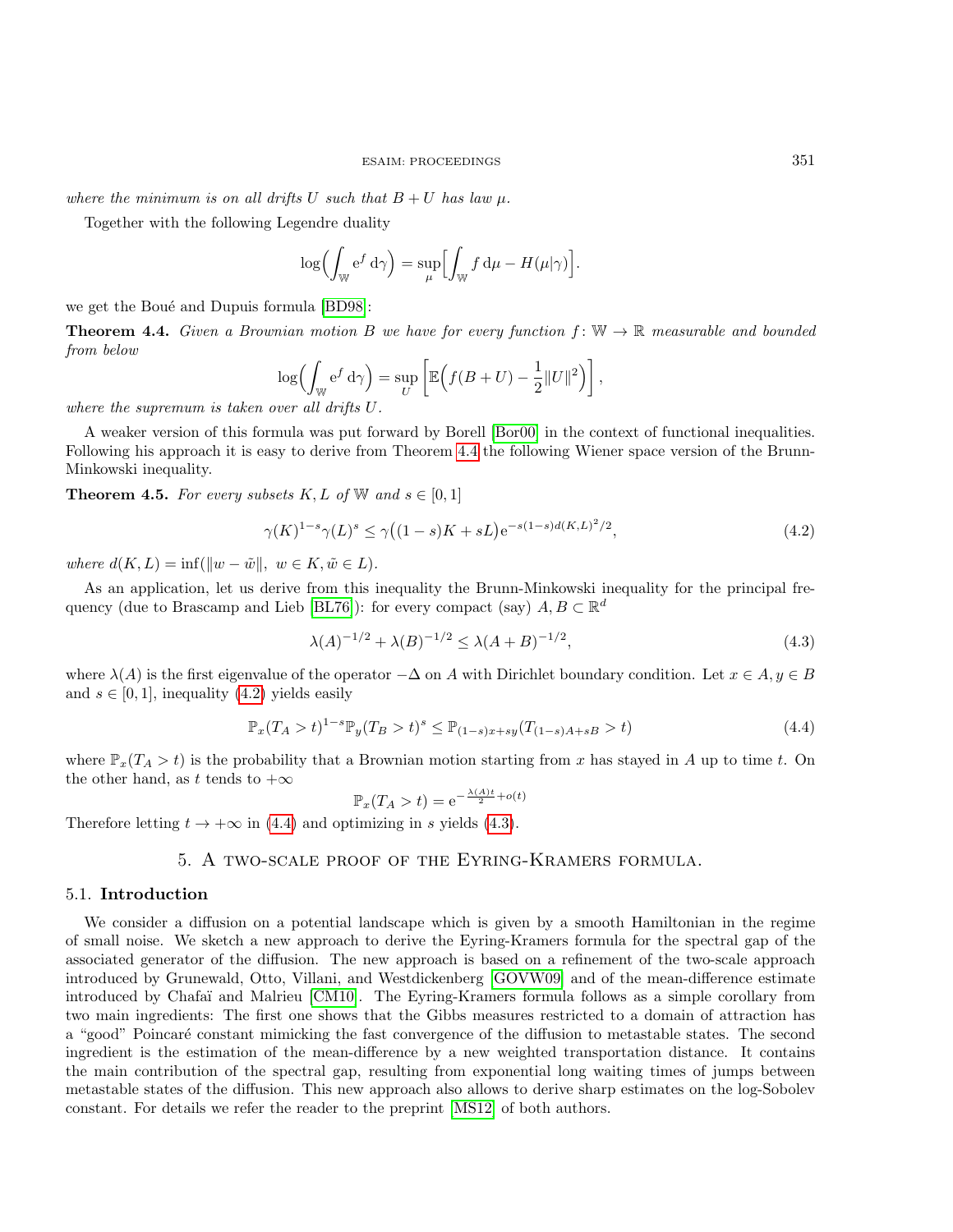*where the minimum is on all drifts $U$ such that $B+U$ has law $\mu$.*

Together with the following Legendre duality

$$\log\Big(\int_{\mathbb{W}} \mathrm{e}^f \,\mathrm{d}\gamma\Big) = \sup_\mu \Big[\int_{\mathbb{W}} f \,\mathrm{d}\mu - H(\mu|\gamma)\Big].$$

we get the Boué and Dupuis formula [BD98]:

**Theorem 4.4.** *Given a Brownian motion $B$ we have for every function $f\colon \mathbb{W}\to\mathbb{R}$ measurable and bounded from below*

$$\log\Big(\int_{\mathbb{W}} \mathrm{e}^f \,\mathrm{d}\gamma\Big) = \sup_U \left[\mathbb{E}\Big(f(B+U) - \frac{1}{2}\|U\|^2\Big)\right],$$

*where the supremum is taken over all drifts $U$.*

A weaker version of this formula was put forward by Borell [Bor00] in the context of functional inequalities. Following his approach it is easy to derive from Theorem 4.4 the following Wiener space version of the Brunn-Minkowski inequality.

**Theorem 4.5.** *For every subsets $K, L$ of $\mathbb{W}$ and $s\in[0,1]$*

$$\gamma(K)^{1-s}\gamma(L)^s \le \gamma\big((1-s)K + sL\big)\mathrm{e}^{-s(1-s)d(K,L)^2/2}, \tag{4.2}$$

*where $d(K,L) = \inf(\|w-\tilde{w}\|,\ w\in K, \tilde{w}\in L)$.*

As an application, let us derive from this inequality the Brunn-Minkowski inequality for the principal frequency (due to Brascamp and Lieb [BL76]): for every compact (say) $A, B\subset\mathbb{R}^d$

$$\lambda(A)^{-1/2} + \lambda(B)^{-1/2} \le \lambda(A+B)^{-1/2}, \tag{4.3}$$

where $\lambda(A)$ is the first eigenvalue of the operator $-\Delta$ on $A$ with Dirichlet boundary condition. Let $x\in A, y\in B$ and $s\in[0,1]$, inequality (4.2) yields easily

$$\mathbb{P}_x(T_A > t)^{1-s}\mathbb{P}_y(T_B > t)^s \le \mathbb{P}_{(1-s)x+sy}(T_{(1-s)A+sB} > t) \tag{4.4}$$

where $\mathbb{P}_x(T_A>t)$ is the probability that a Brownian motion starting from $x$ has stayed in $A$ up to time $t$. On the other hand, as $t$ tends to $+\infty$

$$\mathbb{P}_x(T_A > t) = \mathrm{e}^{-\frac{\lambda(A)t}{2} + o(t)}$$

Therefore letting $t\to+\infty$ in (4.4) and optimizing in $s$ yields (4.3).

## 5. A two-scale proof of the Eyring-Kramers formula.

### 5.1. Introduction

We consider a diffusion on a potential landscape which is given by a smooth Hamiltonian in the regime of small noise. We sketch a new approach to derive the Eyring-Kramers formula for the spectral gap of the associated generator of the diffusion. The new approach is based on a refinement of the two-scale approach introduced by Grunewald, Otto, Villani, and Westdickenberg [GOVW09] and of the mean-difference estimate introduced by Chafaï and Malrieu [CM10]. The Eyring-Kramers formula follows as a simple corollary from two main ingredients: The first one shows that the Gibbs measures restricted to a domain of attraction has a "good" Poincaré constant mimicking the fast convergence of the diffusion to metastable states. The second ingredient is the estimation of the mean-difference by a new weighted transportation distance. It contains the main contribution of the spectral gap, resulting from exponential long waiting times of jumps between metastable states of the diffusion. This new approach also allows to derive sharp estimates on the log-Sobolev constant. For details we refer the reader to the preprint [MS12] of both authors.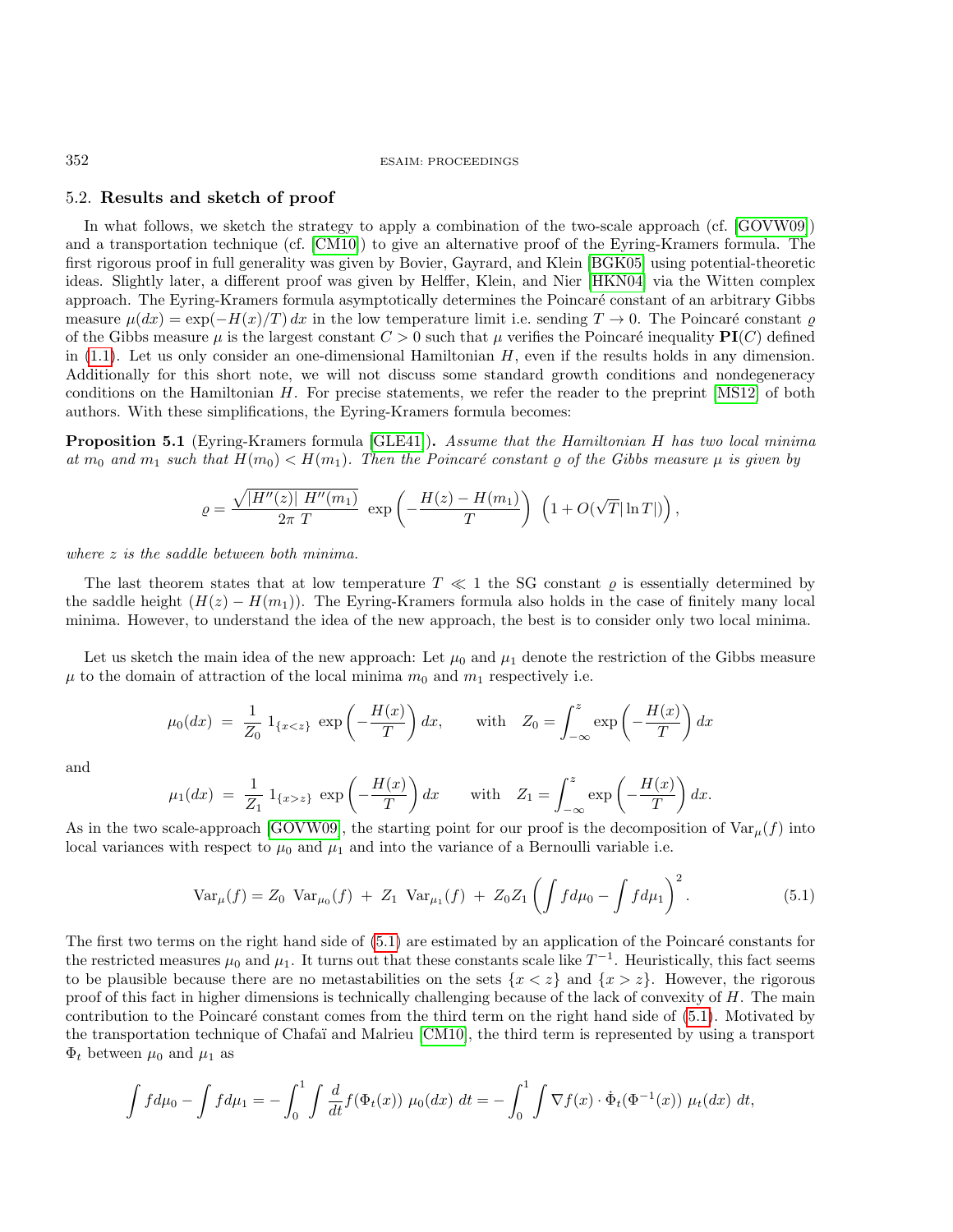### 5.2. **Results and sketch of proof**

In what follows, we sketch the strategy to apply a combination of the two-scale approach (cf. [GOVW09]) and a transportation technique (cf. [CM10]) to give an alternative proof of the Eyring-Kramers formula. The first rigorous proof in full generality was given by Bovier, Gayrard, and Klein [BGK05] using potential-theoretic ideas. Slightly later, a different proof was given by Helffer, Klein, and Nier [HKN04] via the Witten complex approach. The Eyring-Kramers formula asymptotically determines the Poincaré constant of an arbitrary Gibbs measure $\mu(dx) = \exp(-H(x)/T)\,dx$ in the low temperature limit i.e. sending $T \to 0$. The Poincaré constant $\varrho$ of the Gibbs measure $\mu$ is the largest constant $C > 0$ such that $\mu$ verifies the Poincaré inequality $\mathbf{PI}(C)$ defined in (1.1). Let us only consider an one-dimensional Hamiltonian $H$, even if the results holds in any dimension. Additionally for this short note, we will not discuss some standard growth conditions and nondegeneracy conditions on the Hamiltonian $H$. For precise statements, we refer the reader to the preprint [MS12] of both authors. With these simplifications, the Eyring-Kramers formula becomes:

**Proposition 5.1** (Eyring-Kramers formula [GLE41])**.** *Assume that the Hamiltonian $H$ has two local minima at $m_0$ and $m_1$ such that $H(m_0) < H(m_1)$. Then the Poincaré constant $\varrho$ of the Gibbs measure $\mu$ is given by*

$$\varrho = \frac{\sqrt{|H''(z)|\ H''(m_1)}}{2\pi\ T}\ \exp\left(-\frac{H(z) - H(m_1)}{T}\right)\ \left(1 + O(\sqrt{T}|\ln T|)\right),$$

*where $z$ is the saddle between both minima.*

The last theorem states that at low temperature $T \ll 1$ the SG constant $\varrho$ is essentially determined by the saddle height $(H(z) - H(m_1))$. The Eyring-Kramers formula also holds in the case of finitely many local minima. However, to understand the idea of the new approach, the best is to consider only two local minima.

Let us sketch the main idea of the new approach: Let $\mu_0$ and $\mu_1$ denote the restriction of the Gibbs measure $\mu$ to the domain of attraction of the local minima $m_0$ and $m_1$ respectively i.e.

$$\mu_0(dx)\ =\ \frac{1}{Z_0}\ 1_{\{x<z\}}\ \exp\left(-\frac{H(x)}{T}\right)dx, \qquad \text{with} \quad Z_0 = \int_{-\infty}^{z} \exp\left(-\frac{H(x)}{T}\right)dx$$

and

$$\mu_1(dx)\ =\ \frac{1}{Z_1}\ 1_{\{x>z\}}\ \exp\left(-\frac{H(x)}{T}\right)dx \qquad \text{with} \quad Z_1 = \int_{-\infty}^{z} \exp\left(-\frac{H(x)}{T}\right)dx.$$

As in the two scale-approach [GOVW09], the starting point for our proof is the decomposition of $\mathrm{Var}_\mu(f)$ into local variances with respect to $\mu_0$ and $\mu_1$ and into the variance of a Bernoulli variable i.e.

$$\mathrm{Var}_\mu(f) = Z_0\ \mathrm{Var}_{\mu_0}(f)\ +\ Z_1\ \mathrm{Var}_{\mu_1}(f)\ +\ Z_0 Z_1 \left(\int f d\mu_0 - \int f d\mu_1\right)^2. \tag{5.1}$$

The first two terms on the right hand side of (5.1) are estimated by an application of the Poincaré constants for the restricted measures $\mu_0$ and $\mu_1$. It turns out that these constants scale like $T^{-1}$. Heuristically, this fact seems to be plausible because there are no metastabilities on the sets $\{x < z\}$ and $\{x > z\}$. However, the rigorous proof of this fact in higher dimensions is technically challenging because of the lack of convexity of $H$. The main contribution to the Poincaré constant comes from the third term on the right hand side of (5.1). Motivated by the transportation technique of Chafaï and Malrieu [CM10], the third term is represented by using a transport $\Phi_t$ between $\mu_0$ and $\mu_1$ as

$$\int f d\mu_0 - \int f d\mu_1 = -\int_0^1 \int \frac{d}{dt} f(\Phi_t(x))\ \mu_0(dx)\ dt = -\int_0^1 \int \nabla f(x) \cdot \dot{\Phi}_t(\Phi^{-1}(x))\ \mu_t(dx)\ dt,$$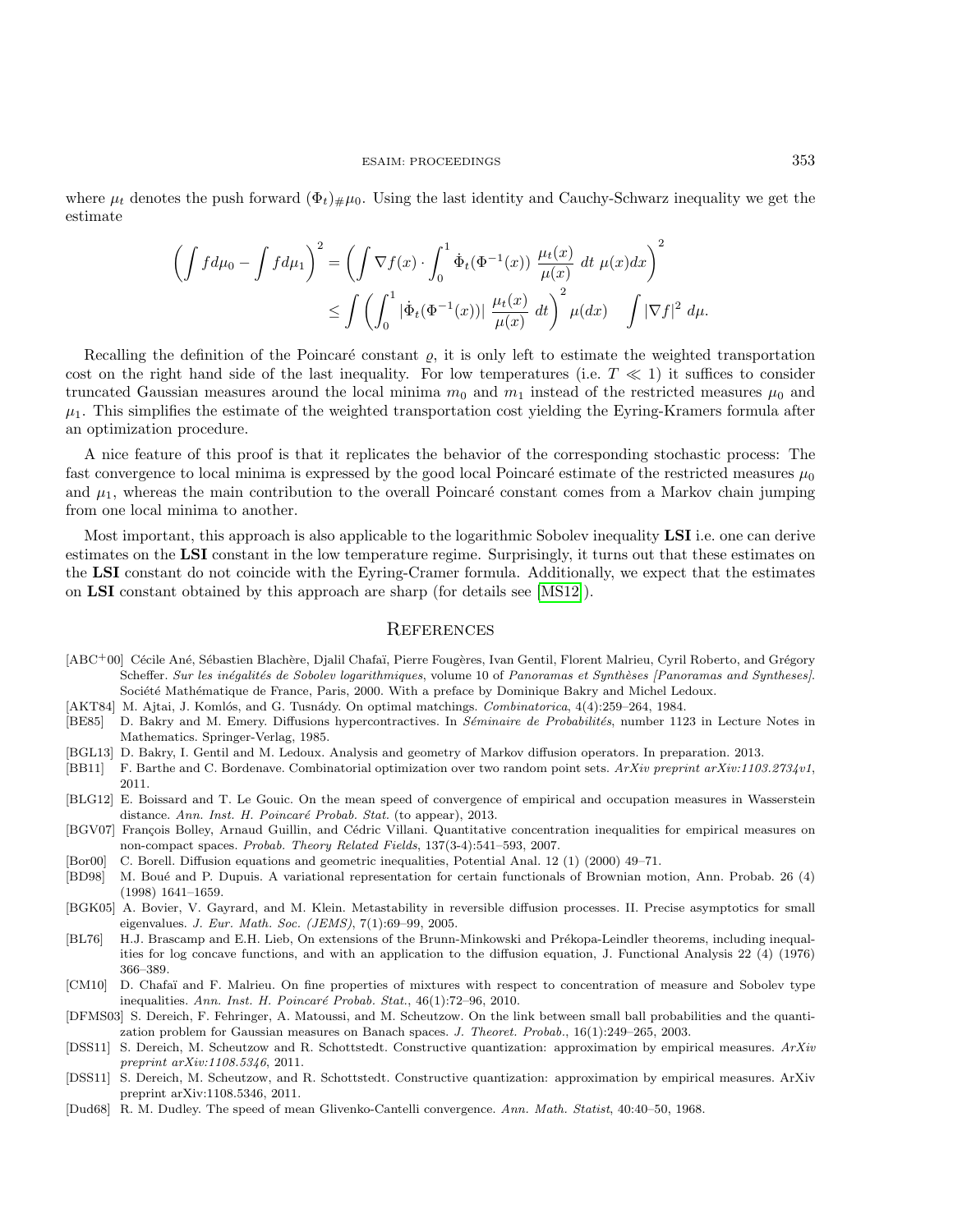where $\mu_t$ denotes the push forward $(\Phi_t)_{\#}\mu_0$. Using the last identity and Cauchy-Schwarz inequality we get the estimate

$$
\begin{aligned}
\left( \int f d\mu_0 - \int f d\mu_1 \right)^2 &= \left( \int \nabla f(x) \cdot \int_0^1 \dot{\Phi}_t(\Phi^{-1}(x)) \ \frac{\mu_t(x)}{\mu(x)} \ dt \ \mu(x) dx \right)^2 \\
&\leq \int \left( \int_0^1 |\dot{\Phi}_t(\Phi^{-1}(x))| \ \frac{\mu_t(x)}{\mu(x)} \ dt \right)^2 \mu(dx) \quad \int |\nabla f|^2 \ d\mu.
\end{aligned}
$$

Recalling the definition of the Poincaré constant $\varrho$, it is only left to estimate the weighted transportation cost on the right hand side of the last inequality. For low temperatures (i.e. $T \ll 1$) it suffices to consider truncated Gaussian measures around the local minima $m_0$ and $m_1$ instead of the restricted measures $\mu_0$ and $\mu_1$. This simplifies the estimate of the weighted transportation cost yielding the Eyring-Kramers formula after an optimization procedure.

A nice feature of this proof is that it replicates the behavior of the corresponding stochastic process: The fast convergence to local minima is expressed by the good local Poincaré estimate of the restricted measures $\mu_0$ and $\mu_1$, whereas the main contribution to the overall Poincaré constant comes from a Markov chain jumping from one local minima to another.

Most important, this approach is also applicable to the logarithmic Sobolev inequality **LSI** i.e. one can derive estimates on the **LSI** constant in the low temperature regime. Surprisingly, it turns out that these estimates on the **LSI** constant do not coincide with the Eyring-Cramer formula. Additionally, we expect that the estimates on **LSI** constant obtained by this approach are sharp (for details see [MS12]).

## References

- [ABC+00] Cécile Ané, Sébastien Blachère, Djalil Chafaï, Pierre Fougères, Ivan Gentil, Florent Malrieu, Cyril Roberto, and Grégory Scheffer. *Sur les inégalités de Sobolev logarithmiques*, volume 10 of *Panoramas et Synthèses [Panoramas and Syntheses]*. Société Mathématique de France, Paris, 2000. With a preface by Dominique Bakry and Michel Ledoux.
- [AKT84] M. Ajtai, J. Komlós, and G. Tusnády. On optimal matchings. *Combinatorica*, 4(4):259–264, 1984.
- [BE85] D. Bakry and M. Emery. Diffusions hypercontractives. In *Séminaire de Probabilités*, number 1123 in Lecture Notes in Mathematics. Springer-Verlag, 1985.
- [BGL13] D. Bakry, I. Gentil and M. Ledoux. Analysis and geometry of Markov diffusion operators. In preparation. 2013.
- [BB11] F. Barthe and C. Bordenave. Combinatorial optimization over two random point sets. *ArXiv preprint arXiv:1103.2734v1*, 2011.
- [BLG12] E. Boissard and T. Le Gouic. On the mean speed of convergence of empirical and occupation measures in Wasserstein distance. *Ann. Inst. H. Poincaré Probab. Stat.* (to appear), 2013.
- [BGV07] François Bolley, Arnaud Guillin, and Cédric Villani. Quantitative concentration inequalities for empirical measures on non-compact spaces. *Probab. Theory Related Fields*, 137(3-4):541–593, 2007.
- [Bor00] C. Borell. Diffusion equations and geometric inequalities, Potential Anal. 12 (1) (2000) 49–71.
- [BD98] M. Boué and P. Dupuis. A variational representation for certain functionals of Brownian motion, Ann. Probab. 26 (4) (1998) 1641–1659.
- [BGK05] A. Bovier, V. Gayrard, and M. Klein. Metastability in reversible diffusion processes. II. Precise asymptotics for small eigenvalues. *J. Eur. Math. Soc. (JEMS)*, 7(1):69–99, 2005.
- [BL76] H.J. Brascamp and E.H. Lieb, On extensions of the Brunn-Minkowski and Prékopa-Leindler theorems, including inequalities for log concave functions, and with an application to the diffusion equation, J. Functional Analysis 22 (4) (1976) 366–389.
- [CM10] D. Chafaï and F. Malrieu. On fine properties of mixtures with respect to concentration of measure and Sobolev type inequalities. *Ann. Inst. H. Poincaré Probab. Stat.*, 46(1):72–96, 2010.
- [DFMS03] S. Dereich, F. Fehringer, A. Matoussi, and M. Scheutzow. On the link between small ball probabilities and the quantization problem for Gaussian measures on Banach spaces. *J. Theoret. Probab.*, 16(1):249–265, 2003.
- [DSS11] S. Dereich, M. Scheutzow and R. Schottstedt. Constructive quantization: approximation by empirical measures. *ArXiv preprint arXiv:1108.5346*, 2011.
- [DSS11] S. Dereich, M. Scheutzow, and R. Schottstedt. Constructive quantization: approximation by empirical measures. ArXiv preprint arXiv:1108.5346, 2011.
- [Dud68] R. M. Dudley. The speed of mean Glivenko-Cantelli convergence. *Ann. Math. Statist*, 40:40–50, 1968.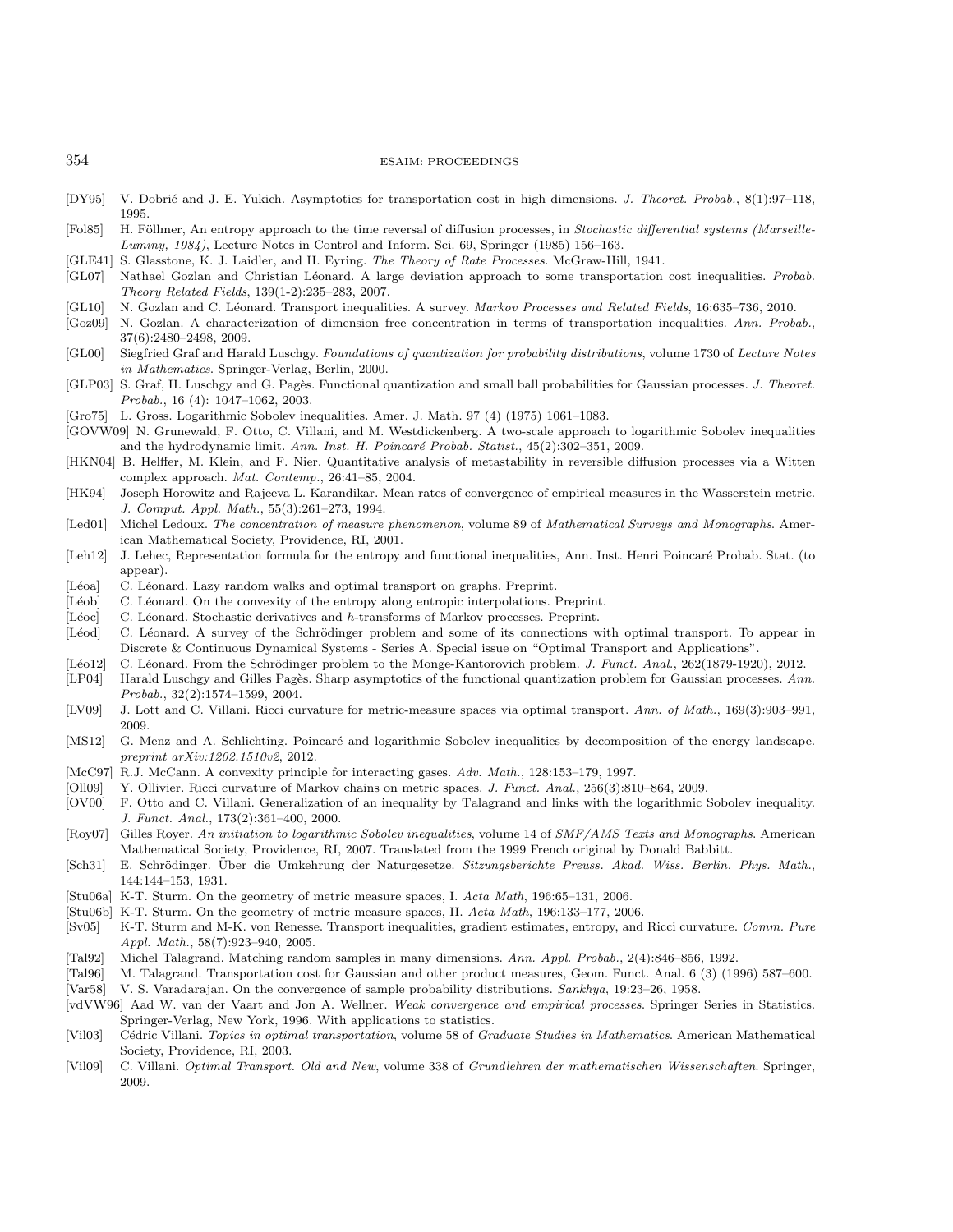[DY95] V. Dobrić and J. E. Yukich. Asymptotics for transportation cost in high dimensions. *J. Theoret. Probab.*, 8(1):97–118, 1995.

[Fol85] H. Föllmer, An entropy approach to the time reversal of diffusion processes, in *Stochastic differential systems (Marseille-Luminy, 1984)*, Lecture Notes in Control and Inform. Sci. 69, Springer (1985) 156–163.

[GLE41] S. Glasstone, K. J. Laidler, and H. Eyring. *The Theory of Rate Processes*. McGraw-Hill, 1941.

[GL07] Nathael Gozlan and Christian Léonard. A large deviation approach to some transportation cost inequalities. *Probab. Theory Related Fields*, 139(1-2):235–283, 2007.

[GL10] N. Gozlan and C. Léonard. Transport inequalities. A survey. *Markov Processes and Related Fields*, 16:635–736, 2010.

[Goz09] N. Gozlan. A characterization of dimension free concentration in terms of transportation inequalities. *Ann. Probab.*, 37(6):2480–2498, 2009.

[GL00] Siegfried Graf and Harald Luschgy. *Foundations of quantization for probability distributions*, volume 1730 of *Lecture Notes in Mathematics*. Springer-Verlag, Berlin, 2000.

[GLP03] S. Graf, H. Luschgy and G. Pagès. Functional quantization and small ball probabilities for Gaussian processes. *J. Theoret. Probab.*, 16 (4): 1047–1062, 2003.

[Gro75] L. Gross. Logarithmic Sobolev inequalities. Amer. J. Math. 97 (4) (1975) 1061–1083.

[GOVW09] N. Grunewald, F. Otto, C. Villani, and M. Westdickenberg. A two-scale approach to logarithmic Sobolev inequalities and the hydrodynamic limit. *Ann. Inst. H. Poincaré Probab. Statist.*, 45(2):302–351, 2009.

[HKN04] B. Helffer, M. Klein, and F. Nier. Quantitative analysis of metastability in reversible diffusion processes via a Witten complex approach. *Mat. Contemp.*, 26:41–85, 2004.

[HK94] Joseph Horowitz and Rajeeva L. Karandikar. Mean rates of convergence of empirical measures in the Wasserstein metric. *J. Comput. Appl. Math.*, 55(3):261–273, 1994.

[Led01] Michel Ledoux. *The concentration of measure phenomenon*, volume 89 of *Mathematical Surveys and Monographs*. American Mathematical Society, Providence, RI, 2001.

[Leh12] J. Lehec, Representation formula for the entropy and functional inequalities, Ann. Inst. Henri Poincaré Probab. Stat. (to appear).

[Léoa] C. Léonard. Lazy random walks and optimal transport on graphs. Preprint.

[Léob] C. Léonard. On the convexity of the entropy along entropic interpolations. Preprint.

[Léoc] C. Léonard. Stochastic derivatives and $h$-transforms of Markov processes. Preprint.

[Léod] C. Léonard. A survey of the Schrödinger problem and some of its connections with optimal transport. To appear in Discrete & Continuous Dynamical Systems - Series A. Special issue on "Optimal Transport and Applications".

[Léo12] C. Léonard. From the Schrödinger problem to the Monge-Kantorovich problem. *J. Funct. Anal.*, 262(1879-1920), 2012.

[LP04] Harald Luschgy and Gilles Pagès. Sharp asymptotics of the functional quantization problem for Gaussian processes. *Ann. Probab.*, 32(2):1574–1599, 2004.

[LV09] J. Lott and C. Villani. Ricci curvature for metric-measure spaces via optimal transport. *Ann. of Math.*, 169(3):903–991, 2009.

[MS12] G. Menz and A. Schlichting. Poincaré and logarithmic Sobolev inequalities by decomposition of the energy landscape. *preprint arXiv:1202.1510v2*, 2012.

[McC97] R.J. McCann. A convexity principle for interacting gases. *Adv. Math.*, 128:153–179, 1997.

[Oll09] Y. Ollivier. Ricci curvature of Markov chains on metric spaces. *J. Funct. Anal.*, 256(3):810–864, 2009.

[OV00] F. Otto and C. Villani. Generalization of an inequality by Talagrand and links with the logarithmic Sobolev inequality. *J. Funct. Anal.*, 173(2):361–400, 2000.

[Roy07] Gilles Royer. *An initiation to logarithmic Sobolev inequalities*, volume 14 of *SMF/AMS Texts and Monographs*. American Mathematical Society, Providence, RI, 2007. Translated from the 1999 French original by Donald Babbitt.

[Sch31] E. Schrödinger. Über die Umkehrung der Naturgesetze. *Sitzungsberichte Preuss. Akad. Wiss. Berlin. Phys. Math.*, 144:144–153, 1931.

[Stu06a] K-T. Sturm. On the geometry of metric measure spaces, I. *Acta Math*, 196:65–131, 2006.

[Stu06b] K-T. Sturm. On the geometry of metric measure spaces, II. *Acta Math*, 196:133–177, 2006.

[Sv05] K-T. Sturm and M-K. von Renesse. Transport inequalities, gradient estimates, entropy, and Ricci curvature. *Comm. Pure Appl. Math.*, 58(7):923–940, 2005.

[Tal92] Michel Talagrand. Matching random samples in many dimensions. *Ann. Appl. Probab.*, 2(4):846–856, 1992.

[Tal96] M. Talagrand. Transportation cost for Gaussian and other product measures, Geom. Funct. Anal. 6 (3) (1996) 587–600.

[Var58] V. S. Varadarajan. On the convergence of sample probability distributions. *Sankhyā*, 19:23–26, 1958.

[vdVW96] Aad W. van der Vaart and Jon A. Wellner. *Weak convergence and empirical processes*. Springer Series in Statistics. Springer-Verlag, New York, 1996. With applications to statistics.

[Vil03] Cédric Villani. *Topics in optimal transportation*, volume 58 of *Graduate Studies in Mathematics*. American Mathematical Society, Providence, RI, 2003.

[Vil09] C. Villani. *Optimal Transport. Old and New*, volume 338 of *Grundlehren der mathematischen Wissenschaften*. Springer, 2009.